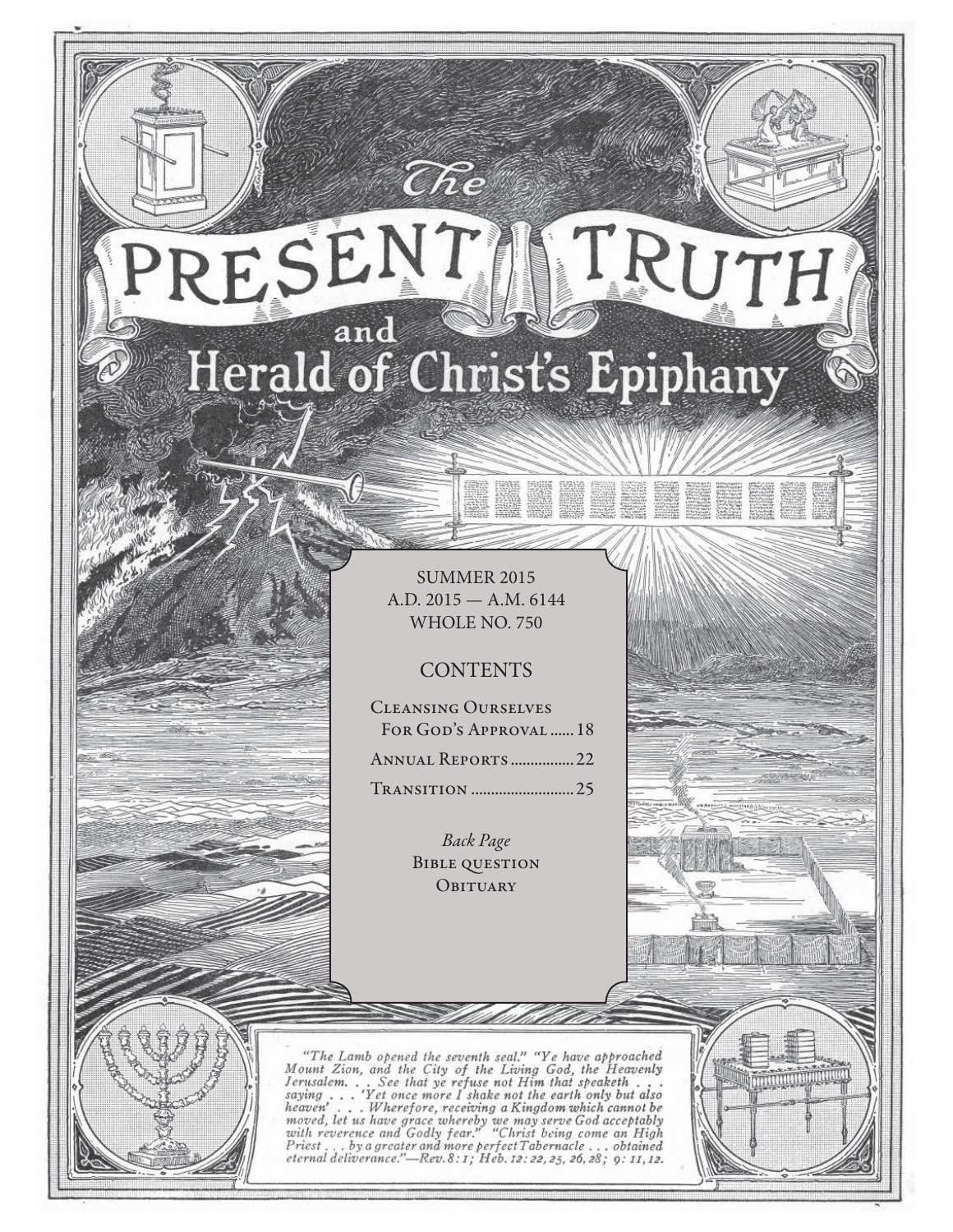# The PRESENT TRUTH and Herald of Christ's Epiphany

SUMMER 2015
A.D. 2015 — A.M. 6144
WHOLE NO. 750

## CONTENTS

Cleansing Ourselves For God's Approval ...... 18

Annual Reports ................ 22

Transition .......................... 25

*Back Page*
Bible question
Obituary

"The Lamb opened the seventh seal." "Ye have approached Mount Zion, and the City of the Living God, the Heavenly Jerusalem. . . See that ye refuse not Him that speaketh . . . saying . . . 'Yet once more I shake not the earth only but also heaven' . . . Wherefore, receiving a Kingdom which cannot be moved, let us have grace whereby we may serve God acceptably with reverence and Godly fear." "Christ being come an High Priest . . . by a greater and more perfect Tabernacle . . . obtained eternal deliverance."—Rev. 8: 1; Heb. 12: 22, 25, 26, 28; 9: 11, 12.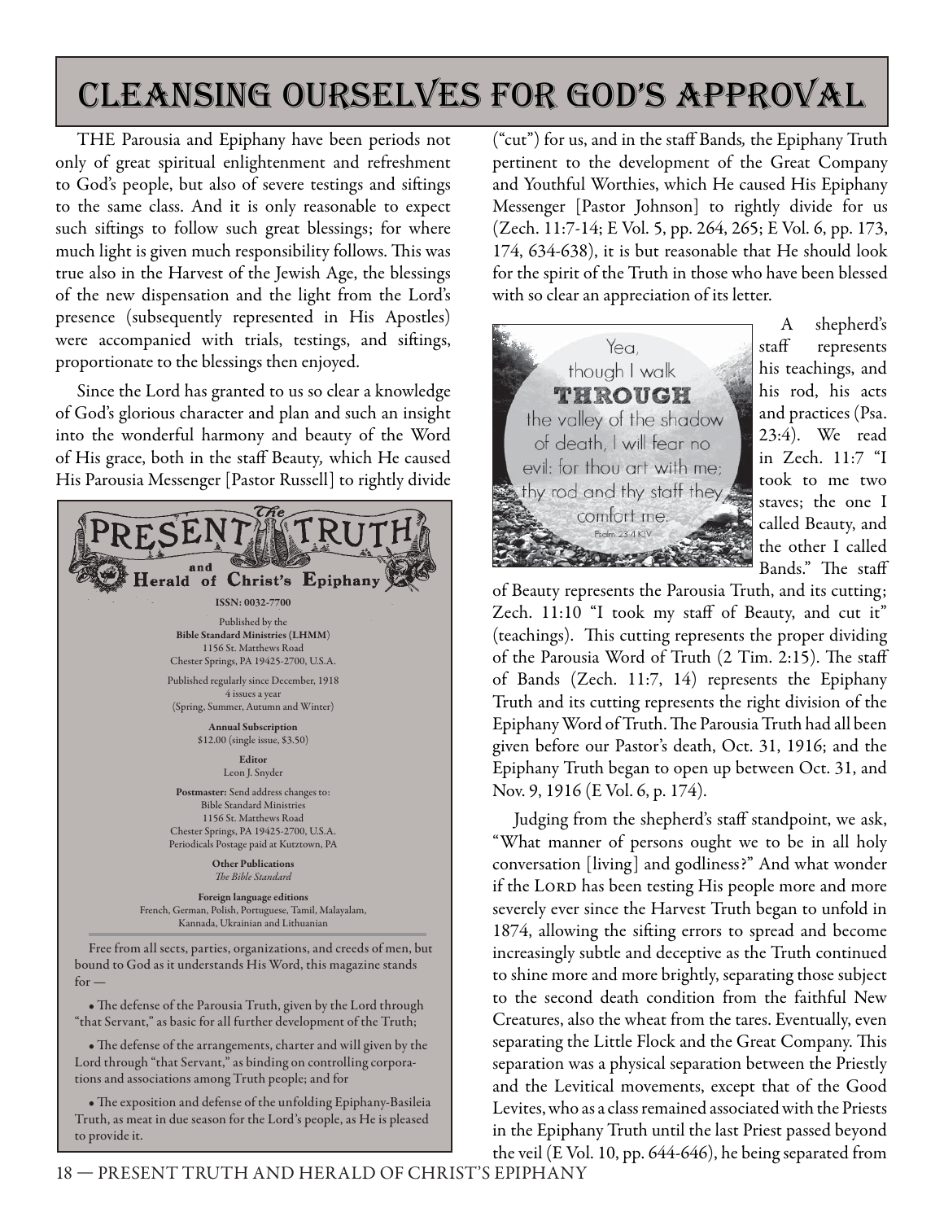# CLEANSING OURSELVES FOR GOD'S APPROVAL

THE Parousia and Epiphany have been periods not only of great spiritual enlightenment and refreshment to God's people, but also of severe testings and siftings to the same class. And it is only reasonable to expect such siftings to follow such great blessings; for where much light is given much responsibility follows. This was true also in the Harvest of the Jewish Age, the blessings of the new dispensation and the light from the Lord's presence (subsequently represented in His Apostles) were accompanied with trials, testings, and siftings, proportionate to the blessings then enjoyed.

Since the Lord has granted to us so clear a knowledge of God's glorious character and plan and such an insight into the wonderful harmony and beauty of the Word of His grace, both in the staff Beauty*,* which He caused His Parousia Messenger [Pastor Russell] to rightly divide ("cut") for us, and in the staff Bands*,* the Epiphany Truth pertinent to the development of the Great Company and Youthful Worthies, which He caused His Epiphany Messenger [Pastor Johnson] to rightly divide for us (Zech. 11:7-14; E Vol. 5, pp. 264, 265; E Vol. 6, pp. 173, 174, 634-638), it is but reasonable that He should look for the spirit of the Truth in those who have been blessed with so clear an appreciation of its letter.

Yea, though I walk THROUGH the valley of the shadow of death, I will fear no evil: for thou art with me; thy rod and thy staff they comfort me. Psalm 23:4 KJV

A shepherd's staff represents his teachings, and his rod, his acts and practices (Psa. 23:4). We read in Zech. 11:7 "I took to me two staves; the one I called Beauty, and the other I called Bands." The staff of Beauty represents the Parousia Truth, and its cutting; Zech. 11:10 "I took my staff of Beauty, and cut it" (teachings). This cutting represents the proper dividing of the Parousia Word of Truth (2 Tim. 2:15). The staff of Bands (Zech. 11:7, 14) represents the Epiphany Truth and its cutting represents the right division of the Epiphany Word of Truth. The Parousia Truth had all been given before our Pastor's death, Oct. 31, 1916; and the Epiphany Truth began to open up between Oct. 31, and Nov. 9, 1916 (E Vol. 6, p. 174).

Judging from the shepherd's staff standpoint, we ask, "What manner of persons ought we to be in all holy conversation [living] and godliness?" And what wonder if the LORD has been testing His people more and more severely ever since the Harvest Truth began to unfold in 1874, allowing the sifting errors to spread and become increasingly subtle and deceptive as the Truth continued to shine more and more brightly, separating those subject to the second death condition from the faithful New Creatures, also the wheat from the tares. Eventually, even separating the Little Flock and the Great Company. This separation was a physical separation between the Priestly and the Levitical movements, except that of the Good Levites, who as a class remained associated with the Priests in the Epiphany Truth until the last Priest passed beyond the veil (E Vol. 10, pp. 644-646), he being separated from

---

**The PRESENT TRUTH and Herald of Christ's Epiphany**

**ISSN: 0032-7700**

Published by the
**Bible Standard Ministries (LHMM)**
1156 St. Matthews Road
Chester Springs, PA 19425-2700, U.S.A.

Published regularly since December, 1918
4 issues a year
(Spring, Summer, Autumn and Winter)

**Annual Subscription**
$12.00 (single issue, $3.50)

**Editor**
Leon J. Snyder

**Postmaster:** Send address changes to:
Bible Standard Ministries
1156 St. Matthews Road
Chester Springs, PA 19425-2700, U.S.A.
Periodicals Postage paid at Kutztown, PA

**Other Publications**
*The Bible Standard*

**Foreign language editions**
French, German, Polish, Portuguese, Tamil, Malayalam, Kannada, Ukrainian and Lithuanian

Free from all sects, parties, organizations, and creeds of men, but bound to God as it understands His Word, this magazine stands for —

- The defense of the Parousia Truth, given by the Lord through "that Servant," as basic for all further development of the Truth;
- The defense of the arrangements, charter and will given by the Lord through "that Servant," as binding on controlling corporations and associations among Truth people; and for
- The exposition and defense of the unfolding Epiphany-Basileia Truth, as meat in due season for the Lord's people, as He is pleased to provide it.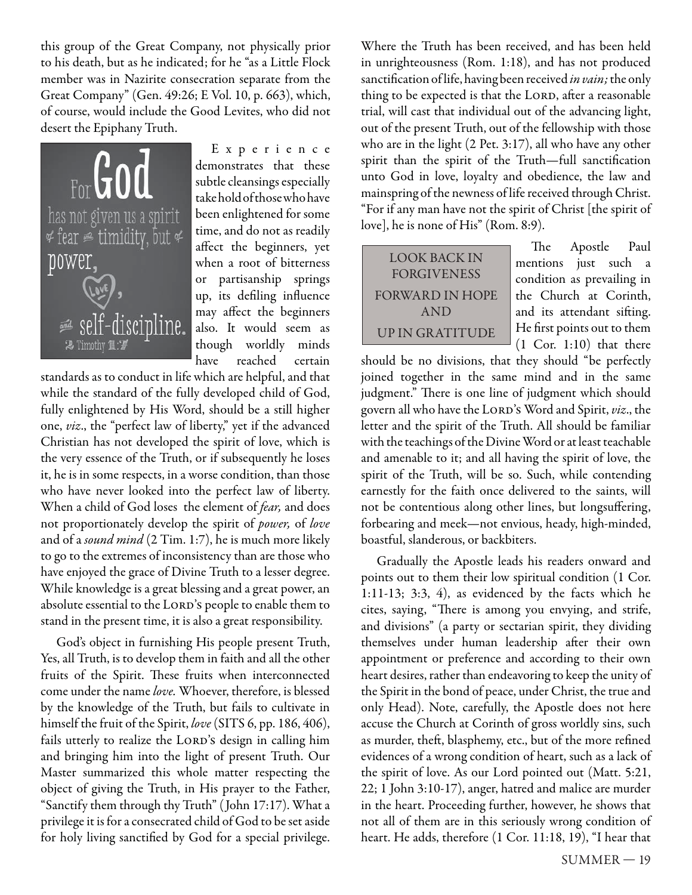this group of the Great Company, not physically prior to his death, but as he indicated; for he "as a Little Flock member was in Nazirite consecration separate from the Great Company" (Gen. 49:26; E Vol. 10, p. 663), which, of course, would include the Good Levites, who did not desert the Epiphany Truth.

For God has not given us a spirit of fear and timidity, but of power, love, and self-discipline. 2 Timothy 1:7

Experience demonstrates that these subtle cleansings especially take hold of those who have been enlightened for some time, and do not as readily affect the beginners, yet when a root of bitterness or partisanship springs up, its defiling influence may affect the beginners also. It would seem as though worldly minds have reached certain standards as to conduct in life which are helpful, and that while the standard of the fully developed child of God, fully enlightened by His Word, should be a still higher one, *viz*., the "perfect law of liberty," yet if the advanced Christian has not developed the spirit of love, which is the very essence of the Truth, or if subsequently he loses it, he is in some respects, in a worse condition, than those who have never looked into the perfect law of liberty. When a child of God loses the element of *fear,* and does not proportionately develop the spirit of *power,* of *love* and of a *sound mind* (2 Tim. 1:7), he is much more likely to go to the extremes of inconsistency than are those who have enjoyed the grace of Divine Truth to a lesser degree. While knowledge is a great blessing and a great power, an absolute essential to the LORD's people to enable them to stand in the present time, it is also a great responsibility.

God's object in furnishing His people present Truth, Yes, all Truth, is to develop them in faith and all the other fruits of the Spirit. These fruits when interconnected come under the name *love.* Whoever, therefore, is blessed by the knowledge of the Truth, but fails to cultivate in himself the fruit of the Spirit, *love* (SITS 6, pp. 186, 406), fails utterly to realize the LORD's design in calling him and bringing him into the light of present Truth. Our Master summarized this whole matter respecting the object of giving the Truth, in His prayer to the Father, "Sanctify them through thy Truth" (John 17:17). What a privilege it is for a consecrated child of God to be set aside for holy living sanctified by God for a special privilege. Where the Truth has been received, and has been held in unrighteousness (Rom. 1:18), and has not produced sanctification of life, having been received *in vain;* the only thing to be expected is that the LORD, after a reasonable trial, will cast that individual out of the advancing light, out of the present Truth, out of the fellowship with those who are in the light (2 Pet. 3:17), all who have any other spirit than the spirit of the Truth—full sanctification unto God in love, loyalty and obedience, the law and mainspring of the newness of life received through Christ. "For if any man have not the spirit of Christ [the spirit of love], he is none of His" (Rom. 8:9).

LOOK BACK IN FORGIVENESS
FORWARD IN HOPE AND
UP IN GRATITUDE

The Apostle Paul mentions just such a condition as prevailing in the Church at Corinth, and its attendant sifting. He first points out to them (1 Cor. 1:10) that there should be no divisions, that they should "be perfectly joined together in the same mind and in the same judgment." There is one line of judgment which should govern all who have the LORD's Word and Spirit, *viz*., the letter and the spirit of the Truth. All should be familiar with the teachings of the Divine Word or at least teachable and amenable to it; and all having the spirit of love, the spirit of the Truth, will be so. Such, while contending earnestly for the faith once delivered to the saints, will not be contentious along other lines, but longsuffering, forbearing and meek—not envious, heady, high-minded, boastful, slanderous, or backbiters.

Gradually the Apostle leads his readers onward and points out to them their low spiritual condition (1 Cor. 1:11-13; 3:3, 4), as evidenced by the facts which he cites, saying, "There is among you envying, and strife, and divisions" (a party or sectarian spirit, they dividing themselves under human leadership after their own appointment or preference and according to their own heart desires, rather than endeavoring to keep the unity of the Spirit in the bond of peace, under Christ, the true and only Head). Note, carefully, the Apostle does not here accuse the Church at Corinth of gross worldly sins, such as murder, theft, blasphemy, etc., but of the more refined evidences of a wrong condition of heart, such as a lack of the spirit of love. As our Lord pointed out (Matt. 5:21, 22; 1 John 3:10-17), anger, hatred and malice are murder in the heart. Proceeding further, however, he shows that not all of them are in this seriously wrong condition of heart. He adds, therefore (1 Cor. 11:18, 19), "I hear that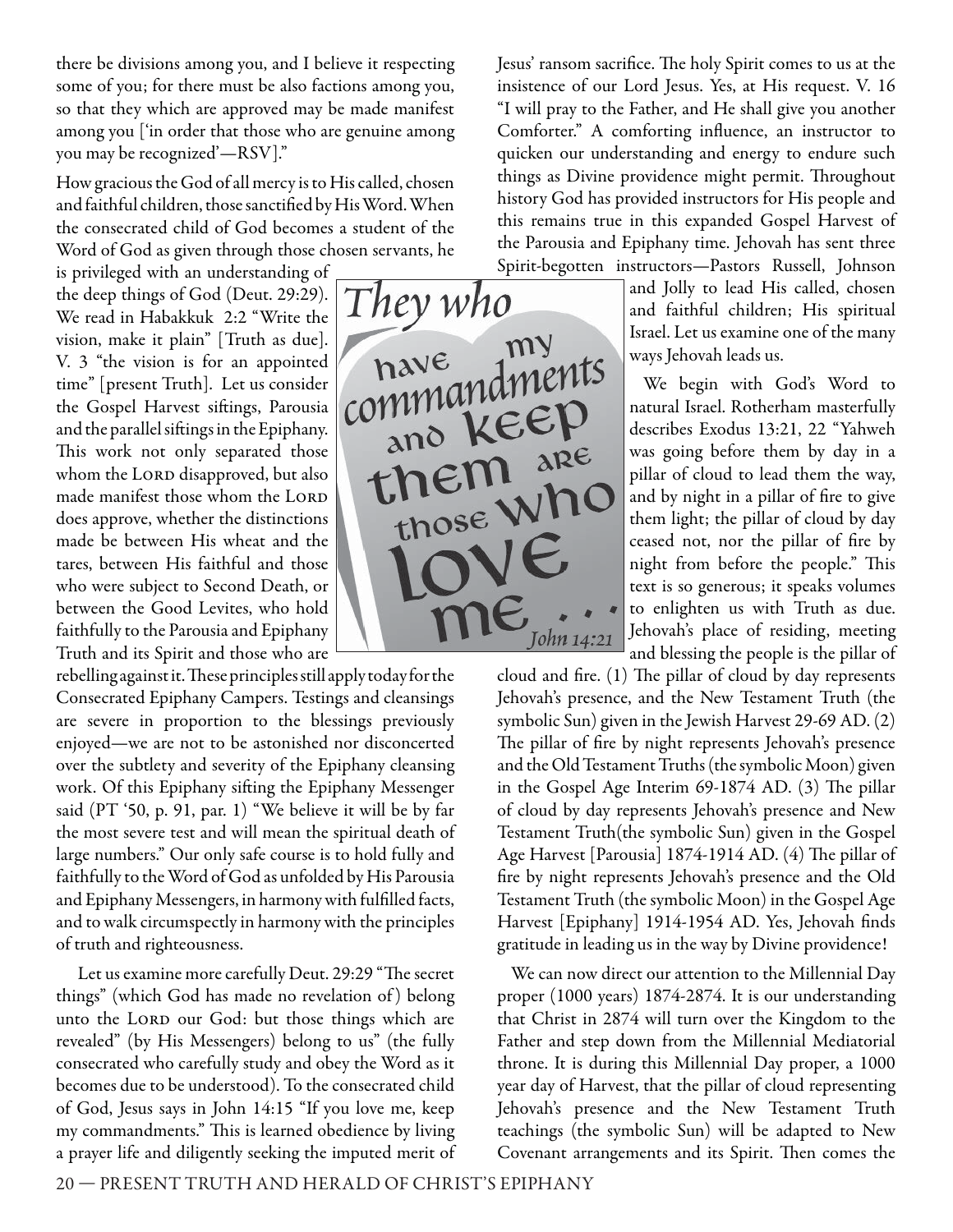there be divisions among you, and I believe it respecting some of you; for there must be also factions among you, so that they which are approved may be made manifest among you ['in order that those who are genuine among you may be recognized'—RSV]."

How gracious the God of all mercy is to His called, chosen and faithful children, those sanctified by His Word. When the consecrated child of God becomes a student of the Word of God as given through those chosen servants, he is privileged with an understanding of the deep things of God (Deut. 29:29). We read in Habakkuk 2:2 "Write the vision, make it plain" [Truth as due]. V. 3 "the vision is for an appointed time" [present Truth]. Let us consider the Gospel Harvest siftings, Parousia and the parallel siftings in the Epiphany. This work not only separated those whom the LORD disapproved, but also made manifest those whom the LORD does approve, whether the distinctions made be between His wheat and the tares, between His faithful and those who were subject to Second Death, or between the Good Levites, who hold faithfully to the Parousia and Epiphany Truth and its Spirit and those who are rebelling against it. These principles still apply today for the Consecrated Epiphany Campers. Testings and cleansings are severe in proportion to the blessings previously enjoyed—we are not to be astonished nor disconcerted over the subtlety and severity of the Epiphany cleansing work. Of this Epiphany sifting the Epiphany Messenger said (PT '50, p. 91, par. 1) "We believe it will be by far the most severe test and will mean the spiritual death of large numbers." Our only safe course is to hold fully and faithfully to the Word of God as unfolded by His Parousia and Epiphany Messengers, in harmony with fulfilled facts, and to walk circumspectly in harmony with the principles of truth and righteousness.

Let us examine more carefully Deut. 29:29 "The secret things" (which God has made no revelation of) belong unto the LORD our God: but those things which are revealed" (by His Messengers) belong to us" (the fully consecrated who carefully study and obey the Word as it becomes due to be understood). To the consecrated child of God, Jesus says in John 14:15 "If you love me, keep my commandments." This is learned obedience by living a prayer life and diligently seeking the imputed merit of Jesus' ransom sacrifice. The holy Spirit comes to us at the insistence of our Lord Jesus. Yes, at His request. V. 16 "I will pray to the Father, and He shall give you another Comforter." A comforting influence, an instructor to quicken our understanding and energy to endure such things as Divine providence might permit. Throughout history God has provided instructors for His people and this remains true in this expanded Gospel Harvest of the Parousia and Epiphany time. Jehovah has sent three Spirit-begotten instructors—Pastors Russell, Johnson and Jolly to lead His called, chosen and faithful children; His spiritual Israel. Let us examine one of the many ways Jehovah leads us.

*They who have my commandments and keep them are those who love me . . .* John 14:21

We begin with God's Word to natural Israel. Rotherham masterfully describes Exodus 13:21, 22 "Yahweh was going before them by day in a pillar of cloud to lead them the way, and by night in a pillar of fire to give them light; the pillar of cloud by day ceased not, nor the pillar of fire by night from before the people." This text is so generous; it speaks volumes to enlighten us with Truth as due. Jehovah's place of residing, meeting and blessing the people is the pillar of cloud and fire. (1) The pillar of cloud by day represents Jehovah's presence, and the New Testament Truth (the symbolic Sun) given in the Jewish Harvest 29-69 AD. (2) The pillar of fire by night represents Jehovah's presence and the Old Testament Truths (the symbolic Moon) given in the Gospel Age Interim 69-1874 AD. (3) The pillar of cloud by day represents Jehovah's presence and New Testament Truth(the symbolic Sun) given in the Gospel Age Harvest [Parousia] 1874-1914 AD. (4) The pillar of fire by night represents Jehovah's presence and the Old Testament Truth (the symbolic Moon) in the Gospel Age Harvest [Epiphany] 1914-1954 AD. Yes, Jehovah finds gratitude in leading us in the way by Divine providence!

We can now direct our attention to the Millennial Day proper (1000 years) 1874-2874. It is our understanding that Christ in 2874 will turn over the Kingdom to the Father and step down from the Millennial Mediatorial throne. It is during this Millennial Day proper, a 1000 year day of Harvest, that the pillar of cloud representing Jehovah's presence and the New Testament Truth teachings (the symbolic Sun) will be adapted to New Covenant arrangements and its Spirit. Then comes the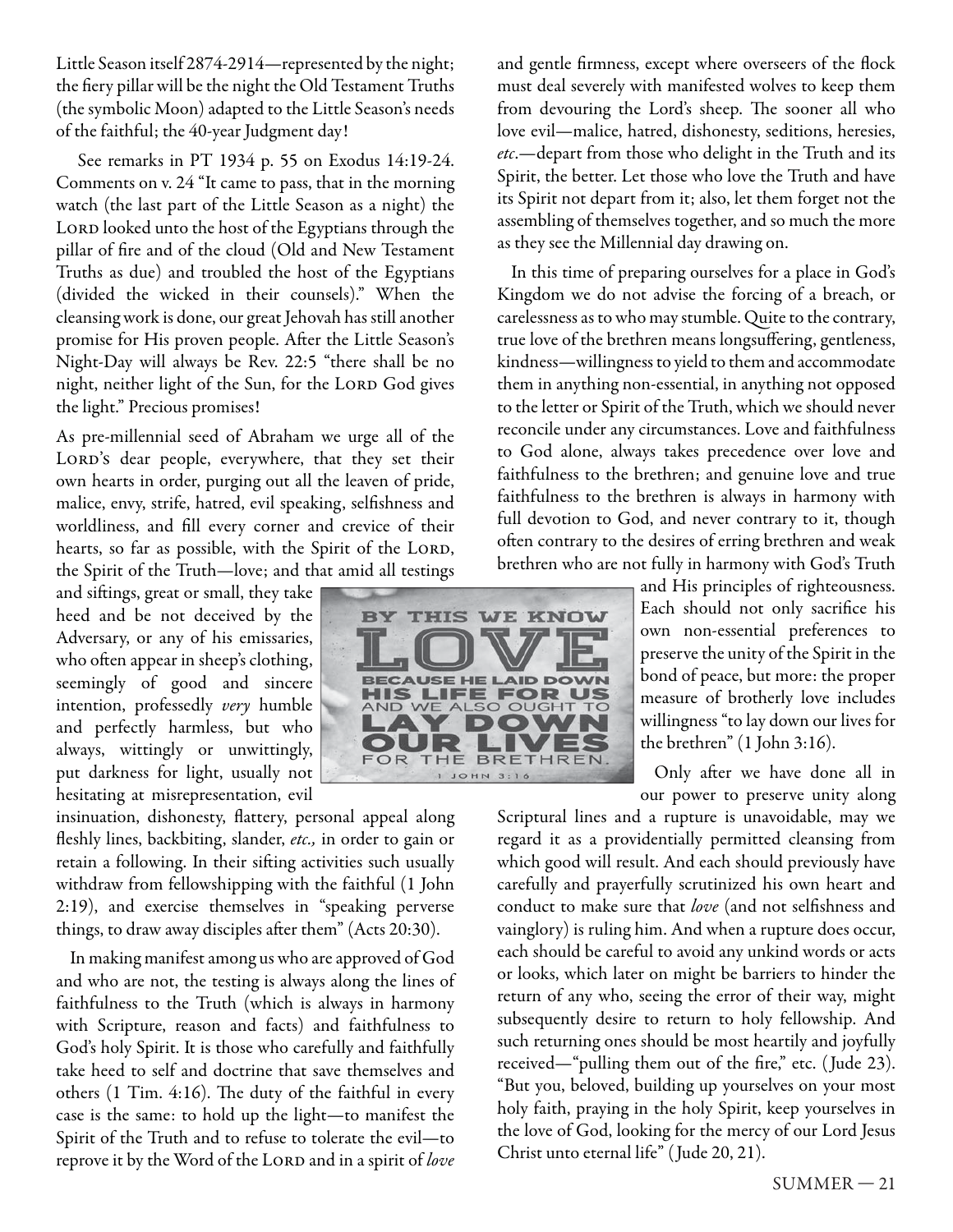Little Season itself 2874-2914—represented by the night; the fiery pillar will be the night the Old Testament Truths (the symbolic Moon) adapted to the Little Season's needs of the faithful; the 40-year Judgment day!

See remarks in PT 1934 p. 55 on Exodus 14:19-24. Comments on v. 24 "It came to pass, that in the morning watch (the last part of the Little Season as a night) the LORD looked unto the host of the Egyptians through the pillar of fire and of the cloud (Old and New Testament Truths as due) and troubled the host of the Egyptians (divided the wicked in their counsels)." When the cleansing work is done, our great Jehovah has still another promise for His proven people. After the Little Season's Night-Day will always be Rev. 22:5 "there shall be no night, neither light of the Sun, for the LORD God gives the light." Precious promises!

As pre-millennial seed of Abraham we urge all of the LORD's dear people, everywhere, that they set their own hearts in order, purging out all the leaven of pride, malice, envy, strife, hatred, evil speaking, selfishness and worldliness, and fill every corner and crevice of their hearts, so far as possible, with the Spirit of the LORD, the Spirit of the Truth—love; and that amid all testings and siftings, great or small, they take heed and be not deceived by the Adversary, or any of his emissaries, who often appear in sheep's clothing, seemingly of good and sincere intention, professedly *very* humble and perfectly harmless, but who always, wittingly or unwittingly, put darkness for light, usually not hesitating at misrepresentation, evil insinuation, dishonesty, flattery, personal appeal along fleshly lines, backbiting, slander, *etc.,* in order to gain or retain a following. In their sifting activities such usually withdraw from fellowshipping with the faithful (1 John 2:19), and exercise themselves in "speaking perverse things, to draw away disciples after them" (Acts 20:30).

In making manifest among us who are approved of God and who are not, the testing is always along the lines of faithfulness to the Truth (which is always in harmony with Scripture, reason and facts) and faithfulness to God's holy Spirit. It is those who carefully and faithfully take heed to self and doctrine that save themselves and others (1 Tim. 4:16). The duty of the faithful in every case is the same: to hold up the light—to manifest the Spirit of the Truth and to refuse to tolerate the evil—to reprove it by the Word of the LORD and in a spirit of *love* and gentle firmness, except where overseers of the flock must deal severely with manifested wolves to keep them from devouring the Lord's sheep. The sooner all who love evil—malice, hatred, dishonesty, seditions, heresies, *etc*.—depart from those who delight in the Truth and its Spirit, the better. Let those who love the Truth and have its Spirit not depart from it; also, let them forget not the assembling of themselves together, and so much the more as they see the Millennial day drawing on.

In this time of preparing ourselves for a place in God's Kingdom we do not advise the forcing of a breach, or carelessness as to who may stumble. Quite to the contrary, true love of the brethren means longsuffering, gentleness, kindness—willingness to yield to them and accommodate them in anything non-essential, in anything not opposed to the letter or Spirit of the Truth, which we should never reconcile under any circumstances. Love and faithfulness to God alone, always takes precedence over love and faithfulness to the brethren; and genuine love and true faithfulness to the brethren is always in harmony with full devotion to God, and never contrary to it, though often contrary to the desires of erring brethren and weak brethren who are not fully in harmony with God's Truth and His principles of righteousness. Each should not only sacrifice his own non-essential preferences to preserve the unity of the Spirit in the bond of peace, but more: the proper measure of brotherly love includes willingness "to lay down our lives for the brethren" (1 John 3:16).

BY THIS WE KNOW LOVE BECAUSE HE LAID DOWN HIS LIFE FOR US AND WE ALSO OUGHT TO LAY DOWN OUR LIVES FOR THE BRETHREN. 1 JOHN 3:16

Only after we have done all in our power to preserve unity along Scriptural lines and a rupture is unavoidable, may we regard it as a providentially permitted cleansing from which good will result. And each should previously have carefully and prayerfully scrutinized his own heart and conduct to make sure that *love* (and not selfishness and vainglory) is ruling him. And when a rupture does occur, each should be careful to avoid any unkind words or acts or looks, which later on might be barriers to hinder the return of any who, seeing the error of their way, might subsequently desire to return to holy fellowship. And such returning ones should be most heartily and joyfully received—"pulling them out of the fire," etc. (Jude 23). "But you, beloved, building up yourselves on your most holy faith, praying in the holy Spirit, keep yourselves in the love of God, looking for the mercy of our Lord Jesus Christ unto eternal life" (Jude 20, 21).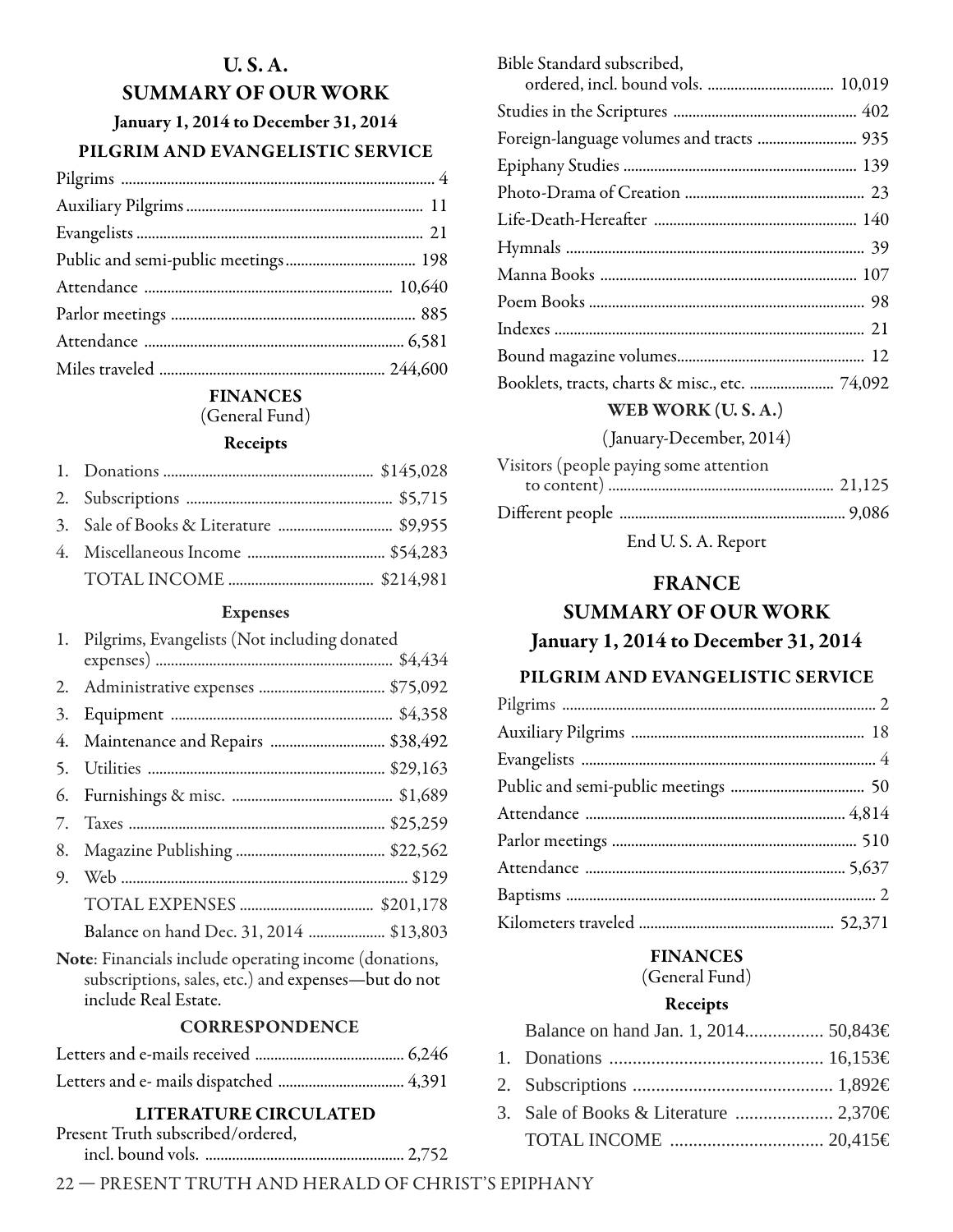# U. S. A.

## SUMMARY OF OUR WORK

### January 1, 2014 to December 31, 2014

### PILGRIM AND EVANGELISTIC SERVICE

| | |
|---|---|
| Pilgrims | 4 |
| Auxiliary Pilgrims | 11 |
| Evangelists | 21 |
| Public and semi-public meetings | 198 |
| Attendance | 10,640 |
| Parlor meetings | 885 |
| Attendance | 6,581 |
| Miles traveled | 244,600 |

### FINANCES

(General Fund)

**Receipts**

| | | |
|---|---|---|
| 1. | Donations | $145,028 |
| 2. | Subscriptions | $5,715 |
| 3. | Sale of Books & Literature | $9,955 |
| 4. | Miscellaneous Income | $54,283 |
| | TOTAL INCOME | $214,981 |

**Expenses**

| | | |
|---|---|---|
| 1. | Pilgrims, Evangelists (Not including donated expenses) | $4,434 |
| 2. | Administrative expenses | $75,092 |
| 3. | Equipment | $4,358 |
| 4. | Maintenance and Repairs | $38,492 |
| 5. | Utilities | $29,163 |
| 6. | Furnishings & misc. | $1,689 |
| 7. | Taxes | $25,259 |
| 8. | Magazine Publishing | $22,562 |
| 9. | Web | $129 |
| | TOTAL EXPENSES | $201,178 |
| | Balance on hand Dec. 31, 2014 | $13,803 |

**Note**: Financials include operating income (donations, subscriptions, sales, etc.) and expenses—but do not include Real Estate.

### CORRESPONDENCE

| | |
|---|---|
| Letters and e-mails received | 6,246 |
| Letters and e- mails dispatched | 4,391 |

### LITERATURE CIRCULATED

| | |
|---|---|
| Present Truth subscribed/ordered, incl. bound vols. | 2,752 |
| Bible Standard subscribed, ordered, incl. bound vols. | 10,019 |
| Studies in the Scriptures | 402 |
| Foreign-language volumes and tracts | 935 |
| Epiphany Studies | 139 |
| Photo-Drama of Creation | 23 |
| Life-Death-Hereafter | 140 |
| Hymnals | 39 |
| Manna Books | 107 |
| Poem Books | 98 |
| Indexes | 21 |
| Bound magazine volumes | 12 |
| Booklets, tracts, charts & misc., etc. | 74,092 |

### WEB WORK (U. S. A.)

(January-December, 2014)

| | |
|---|---|
| Visitors (people paying some attention to content) | 21,125 |
| Different people | 9,086 |

End U. S. A. Report

# FRANCE

## SUMMARY OF OUR WORK

### January 1, 2014 to December 31, 2014

### PILGRIM AND EVANGELISTIC SERVICE

| | |
|---|---|
| Pilgrims | 2 |
| Auxiliary Pilgrims | 18 |
| Evangelists | 4 |
| Public and semi-public meetings | 50 |
| Attendance | 4,814 |
| Parlor meetings | 510 |
| Attendance | 5,637 |
| Baptisms | 2 |
| Kilometers traveled | 52,371 |

### FINANCES

(General Fund)

**Receipts**

| | | |
|---|---|---|
| | Balance on hand Jan. 1, 2014 | 50,843€ |
| 1. | Donations | 16,153€ |
| 2. | Subscriptions | 1,892€ |
| 3. | Sale of Books & Literature | 2,370€ |
| | TOTAL INCOME | 20,415€ |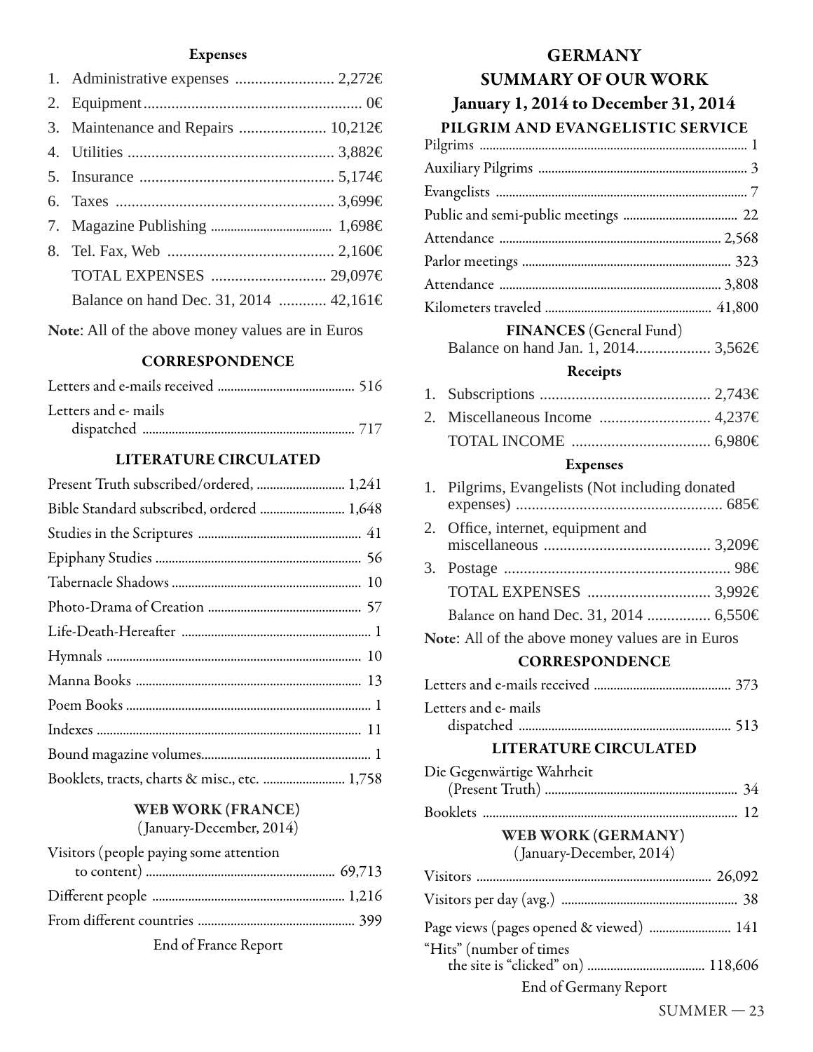### Expenses

1. Administrative expenses ......................... 2,272€
2. Equipment....................................................... 0€
3. Maintenance and Repairs ...................... 10,212€
4. Utilities .................................................... 3,882€
5. Insurance ................................................. 5,174€
6. Taxes ....................................................... 3,699€
7. Magazine Publishing .................................... 1,698€
8. Tel. Fax, Web .......................................... 2,160€

   TOTAL EXPENSES ............................. 29,097€

   Balance on hand Dec. 31, 2014 ............ 42,161€

**Note**: All of the above money values are in Euros

### CORRESPONDENCE

Letters and e-mails received .......................................... 516

Letters and e- mails dispatched ................................................................. 717

### LITERATURE CIRCULATED

Present Truth subscribed/ordered, ........................... 1,241

Bible Standard subscribed, ordered .......................... 1,648

Studies in the Scriptures .................................................. 41

Epiphany Studies .............................................................. 56

Tabernacle Shadows .......................................................... 10

Photo-Drama of Creation ............................................... 57

Life-Death-Hereafter .......................................................... 1

Hymnals ............................................................................ 10

Manna Books .................................................................... 13

Poem Books ........................................................................... 1

Indexes ................................................................................ 11

Bound magazine volumes.................................................... 1

Booklets, tracts, charts & misc., etc. ......................... 1,758

### WEB WORK (FRANCE)

(January-December, 2014)

Visitors (people paying some attention to content) ......................................................... 69,713

Different people ........................................................... 1,216

From different countries ................................................ 399

End of France Report

## GERMANY
## SUMMARY OF OUR WORK
## January 1, 2014 to December 31, 2014

### PILGRIM AND EVANGELISTIC SERVICE

Pilgrims ................................................................................. 1

Auxiliary Pilgrims ................................................................ 3

Evangelists ............................................................................. 7

Public and semi-public meetings ................................... 22

Attendance ................................................................... 2,568

Parlor meetings ................................................................ 323

Attendance ................................................................... 3,808

Kilometers traveled .................................................. 41,800

### FINANCES (General Fund)

Balance on hand Jan. 1, 2014................... 3,562€

### Receipts

1. Subscriptions ........................................... 2,743€
2. Miscellaneous Income ............................ 4,237€

   TOTAL INCOME ................................... 6,980€

### Expenses

1. Pilgrims, Evangelists (Not including donated expenses) .................................................... 685€
2. Office, internet, equipment and miscellaneous .......................................... 3,209€
3. Postage .......................................................... 98€

   TOTAL EXPENSES ............................... 3,992€

   Balance on hand Dec. 31, 2014 ................ 6,550€

**Note**: All of the above money values are in Euros

### CORRESPONDENCE

Letters and e-mails received .......................................... 373

Letters and e- mails dispatched ................................................................ 513

### LITERATURE CIRCULATED

Die Gegenwärtige Wahrheit (Present Truth) ........................................................... 34

Booklets .............................................................................. 12

### WEB WORK (GERMANY)

(January-December, 2014)

Visitors ....................................................................... 26,092

Visitors per day (avg.) ...................................................... 38

Page views (pages opened & viewed) ......................... 141

"Hits" (number of times the site is "clicked" on) .................................... 118,606

End of Germany Report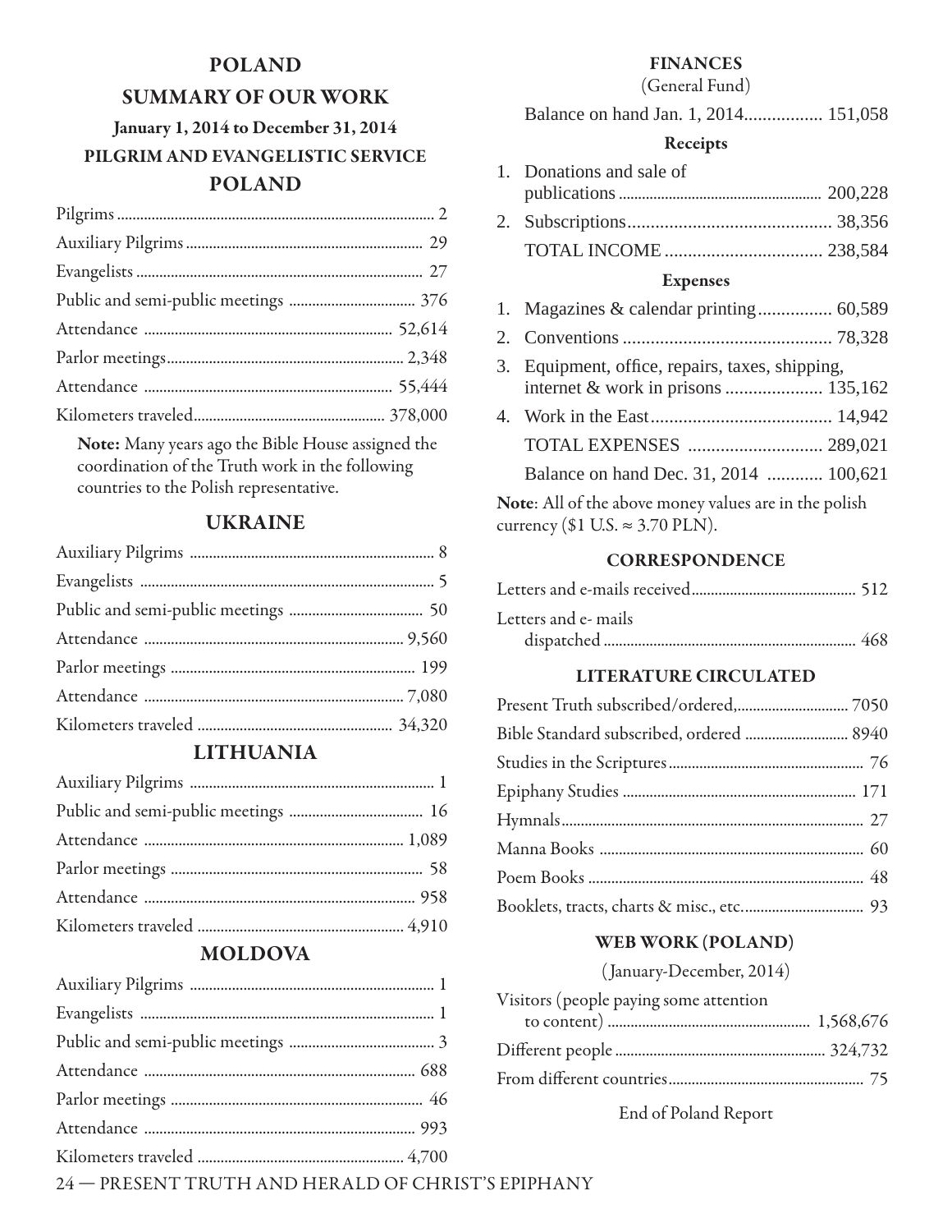# POLAND

## SUMMARY OF OUR WORK

### January 1, 2014 to December 31, 2014

### PILGRIM AND EVANGELISTIC SERVICE

## POLAND

| | |
|---|---|
| Pilgrims | 2 |
| Auxiliary Pilgrims | 29 |
| Evangelists | 27 |
| Public and semi-public meetings | 376 |
| Attendance | 52,614 |
| Parlor meetings | 2,348 |
| Attendance | 55,444 |
| Kilometers traveled | 378,000 |

**Note:** Many years ago the Bible House assigned the coordination of the Truth work in the following countries to the Polish representative.

## UKRAINE

| | |
|---|---|
| Auxiliary Pilgrims | 8 |
| Evangelists | 5 |
| Public and semi-public meetings | 50 |
| Attendance | 9,560 |
| Parlor meetings | 199 |
| Attendance | 7,080 |
| Kilometers traveled | 34,320 |

## LITHUANIA

| | |
|---|---|
| Auxiliary Pilgrims | 1 |
| Public and semi-public meetings | 16 |
| Attendance | 1,089 |
| Parlor meetings | 58 |
| Attendance | 958 |
| Kilometers traveled | 4,910 |

## MOLDOVA

| | |
|---|---|
| Auxiliary Pilgrims | 1 |
| Evangelists | 1 |
| Public and semi-public meetings | 3 |
| Attendance | 688 |
| Parlor meetings | 46 |
| Attendance | 993 |
| Kilometers traveled | 4,700 |

## FINANCES

(General Fund)

| | |
|---|---|
| Balance on hand Jan. 1, 2014 | 151,058 |
| **Receipts** | |
| 1. Donations and sale of publications | 200,228 |
| 2. Subscriptions | 38,356 |
| TOTAL INCOME | 238,584 |
| **Expenses** | |
| 1. Magazines & calendar printing | 60,589 |
| 2. Conventions | 78,328 |
| 3. Equipment, office, repairs, taxes, shipping, internet & work in prisons | 135,162 |
| 4. Work in the East | 14,942 |
| TOTAL EXPENSES | 289,021 |
| Balance on hand Dec. 31, 2014 | 100,621 |

**Note**: All of the above money values are in the polish currency ($1 U.S. ≈ 3.70 PLN).

## CORRESPONDENCE

| | |
|---|---|
| Letters and e-mails received | 512 |
| Letters and e- mails dispatched | 468 |

## LITERATURE CIRCULATED

| | |
|---|---|
| Present Truth subscribed/ordered, | 7050 |
| Bible Standard subscribed, ordered | 8940 |
| Studies in the Scriptures | 76 |
| Epiphany Studies | 171 |
| Hymnals | 27 |
| Manna Books | 60 |
| Poem Books | 48 |
| Booklets, tracts, charts & misc., etc. | 93 |

## WEB WORK (POLAND)

(January-December, 2014)

| | |
|---|---|
| Visitors (people paying some attention to content) | 1,568,676 |
| Different people | 324,732 |
| From different countries | 75 |

End of Poland Report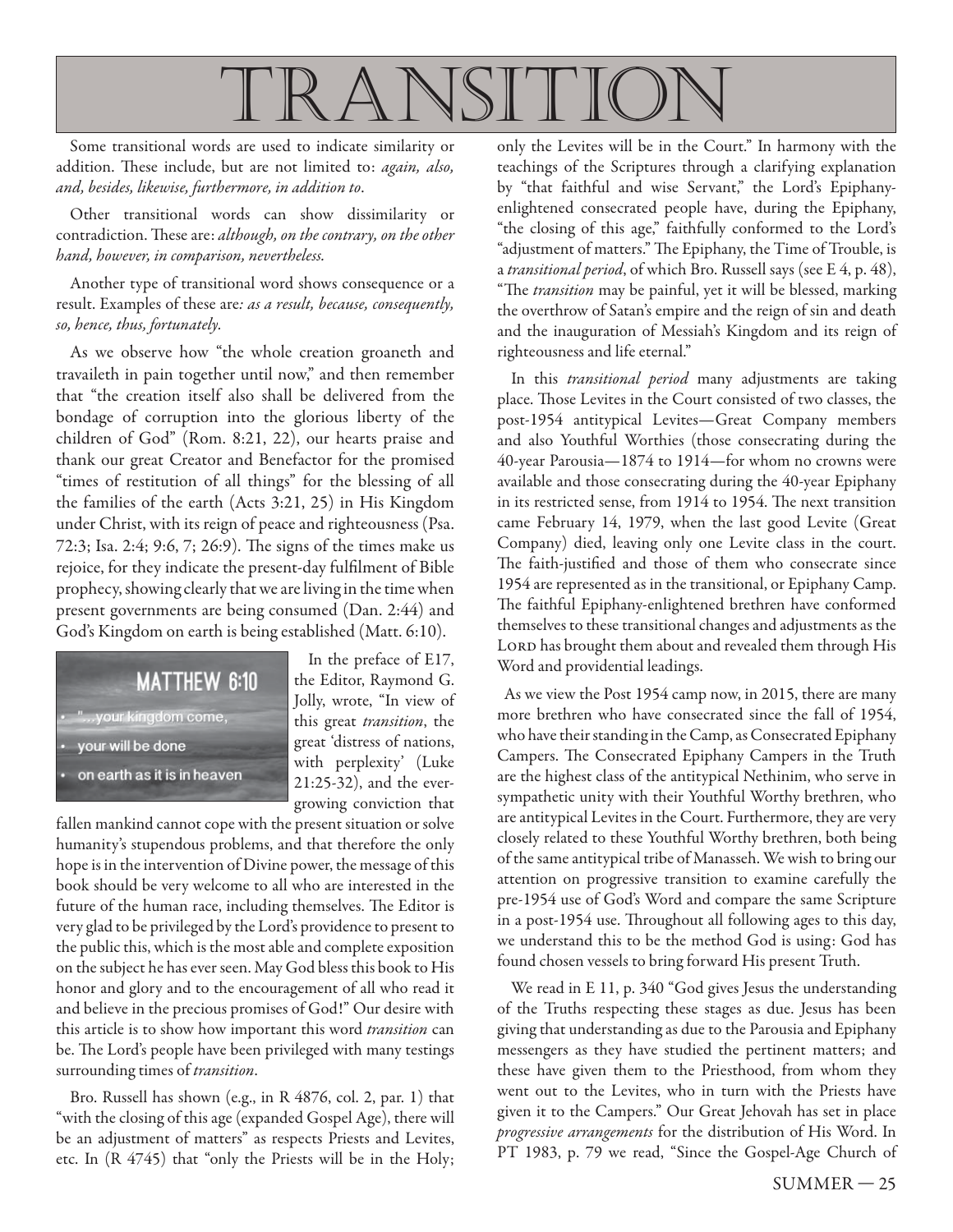# TRANSITION

Some transitional words are used to indicate similarity or addition. These include, but are not limited to: *again, also, and, besides, likewise, furthermore, in addition to*.

Other transitional words can show dissimilarity or contradiction. These are: *although, on the contrary, on the other hand, however, in comparison, nevertheless.*

Another type of transitional word shows consequence or a result. Examples of these are*: as a result, because, consequently, so, hence, thus, fortunately.*

As we observe how "the whole creation groaneth and travaileth in pain together until now," and then remember that "the creation itself also shall be delivered from the bondage of corruption into the glorious liberty of the children of God" (Rom. 8:21, 22), our hearts praise and thank our great Creator and Benefactor for the promised "times of restitution of all things" for the blessing of all the families of the earth (Acts 3:21, 25) in His Kingdom under Christ, with its reign of peace and righteousness (Psa. 72:3; Isa. 2:4; 9:6, 7; 26:9). The signs of the times make us rejoice, for they indicate the present-day fulfilment of Bible prophecy, showing clearly that we are living in the time when present governments are being consumed (Dan. 2:44) and God's Kingdom on earth is being established (Matt. 6:10).

MATTHEW 6:10

- "...your kingdom come,
- your will be done
- on earth as it is in heaven

In the preface of E17, the Editor, Raymond G. Jolly, wrote, "In view of this great *transition*, the great 'distress of nations, with perplexity' (Luke 21:25-32), and the ever-growing conviction that fallen mankind cannot cope with the present situation or solve humanity's stupendous problems, and that therefore the only hope is in the intervention of Divine power, the message of this book should be very welcome to all who are interested in the future of the human race, including themselves. The Editor is very glad to be privileged by the Lord's providence to present to the public this, which is the most able and complete exposition on the subject he has ever seen. May God bless this book to His honor and glory and to the encouragement of all who read it and believe in the precious promises of God!" Our desire with this article is to show how important this word *transition* can be. The Lord's people have been privileged with many testings surrounding times of *transition*.

Bro. Russell has shown (e.g., in R 4876, col. 2, par. 1) that "with the closing of this age (expanded Gospel Age), there will be an adjustment of matters" as respects Priests and Levites, etc. In (R 4745) that "only the Priests will be in the Holy; only the Levites will be in the Court." In harmony with the teachings of the Scriptures through a clarifying explanation by "that faithful and wise Servant," the Lord's Epiphany-enlightened consecrated people have, during the Epiphany, "the closing of this age," faithfully conformed to the Lord's "adjustment of matters." The Epiphany, the Time of Trouble, is a *transitional period*, of which Bro. Russell says (see E 4, p. 48), "The *transition* may be painful, yet it will be blessed, marking the overthrow of Satan's empire and the reign of sin and death and the inauguration of Messiah's Kingdom and its reign of righteousness and life eternal."

In this *transitional period* many adjustments are taking place. Those Levites in the Court consisted of two classes, the post-1954 antitypical Levites—Great Company members and also Youthful Worthies (those consecrating during the 40-year Parousia—1874 to 1914—for whom no crowns were available and those consecrating during the 40-year Epiphany in its restricted sense, from 1914 to 1954. The next transition came February 14, 1979, when the last good Levite (Great Company) died, leaving only one Levite class in the court. The faith-justified and those of them who consecrate since 1954 are represented as in the transitional, or Epiphany Camp. The faithful Epiphany-enlightened brethren have conformed themselves to these transitional changes and adjustments as the LORD has brought them about and revealed them through His Word and providential leadings.

As we view the Post 1954 camp now, in 2015, there are many more brethren who have consecrated since the fall of 1954, who have their standing in the Camp, as Consecrated Epiphany Campers. The Consecrated Epiphany Campers in the Truth are the highest class of the antitypical Nethinim, who serve in sympathetic unity with their Youthful Worthy brethren, who are antitypical Levites in the Court. Furthermore, they are very closely related to these Youthful Worthy brethren, both being of the same antitypical tribe of Manasseh. We wish to bring our attention on progressive transition to examine carefully the pre-1954 use of God's Word and compare the same Scripture in a post-1954 use. Throughout all following ages to this day, we understand this to be the method God is using: God has found chosen vessels to bring forward His present Truth.

We read in E 11, p. 340 "God gives Jesus the understanding of the Truths respecting these stages as due. Jesus has been giving that understanding as due to the Parousia and Epiphany messengers as they have studied the pertinent matters; and these have given them to the Priesthood, from whom they went out to the Levites, who in turn with the Priests have given it to the Campers." Our Great Jehovah has set in place *progressive arrangements* for the distribution of His Word. In PT 1983, p. 79 we read, "Since the Gospel-Age Church of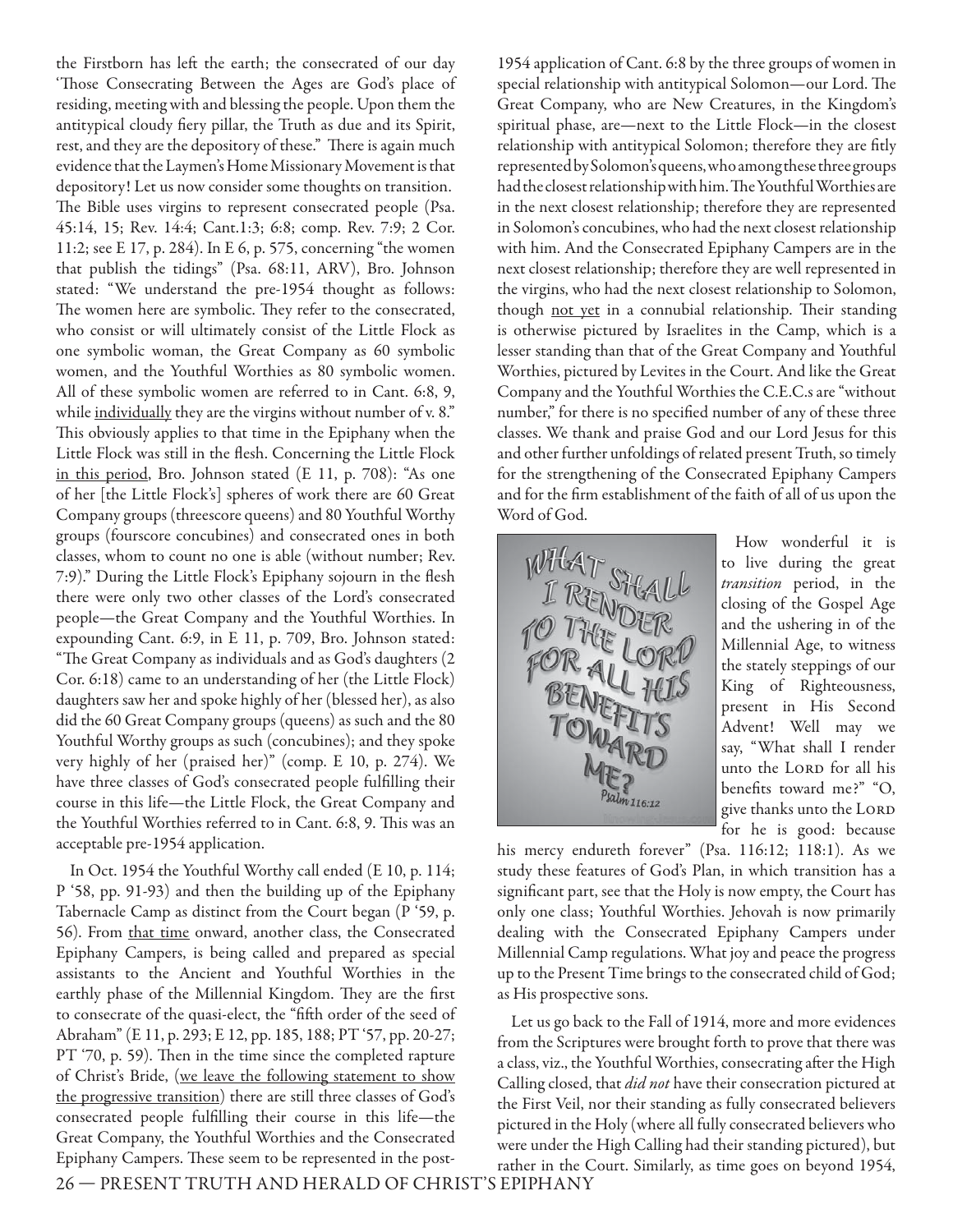the Firstborn has left the earth; the consecrated of our day 'Those Consecrating Between the Ages are God's place of residing, meeting with and blessing the people. Upon them the antitypical cloudy fiery pillar, the Truth as due and its Spirit, rest, and they are the depository of these." There is again much evidence that the Laymen's Home Missionary Movement is that depository! Let us now consider some thoughts on transition.

The Bible uses virgins to represent consecrated people (Psa. 45:14, 15; Rev. 14:4; Cant.1:3; 6:8; comp. Rev. 7:9; 2 Cor. 11:2; see E 17, p. 284). In E 6, p. 575, concerning "the women that publish the tidings" (Psa. 68:11, ARV), Bro. Johnson stated: "We understand the pre-1954 thought as follows: The women here are symbolic. They refer to the consecrated, who consist or will ultimately consist of the Little Flock as one symbolic woman, the Great Company as 60 symbolic women, and the Youthful Worthies as 80 symbolic women. All of these symbolic women are referred to in Cant. 6:8, 9, while individually they are the virgins without number of v. 8." This obviously applies to that time in the Epiphany when the Little Flock was still in the flesh. Concerning the Little Flock in this period, Bro. Johnson stated (E 11, p. 708): "As one of her [the Little Flock's] spheres of work there are 60 Great Company groups (threescore queens) and 80 Youthful Worthy groups (fourscore concubines) and consecrated ones in both classes, whom to count no one is able (without number; Rev. 7:9)." During the Little Flock's Epiphany sojourn in the flesh there were only two other classes of the Lord's consecrated people—the Great Company and the Youthful Worthies. In expounding Cant. 6:9, in E 11, p. 709, Bro. Johnson stated: "The Great Company as individuals and as God's daughters (2 Cor. 6:18) came to an understanding of her (the Little Flock) daughters saw her and spoke highly of her (blessed her), as also did the 60 Great Company groups (queens) as such and the 80 Youthful Worthy groups as such (concubines); and they spoke very highly of her (praised her)" (comp. E 10, p. 274). We have three classes of God's consecrated people fulfilling their course in this life—the Little Flock, the Great Company and the Youthful Worthies referred to in Cant. 6:8, 9. This was an acceptable pre-1954 application.

In Oct. 1954 the Youthful Worthy call ended (E 10, p. 114; P '58, pp. 91-93) and then the building up of the Epiphany Tabernacle Camp as distinct from the Court began (P '59, p. 56). From that time onward, another class, the Consecrated Epiphany Campers, is being called and prepared as special assistants to the Ancient and Youthful Worthies in the earthly phase of the Millennial Kingdom. They are the first to consecrate of the quasi-elect, the "fifth order of the seed of Abraham" (E 11, p. 293; E 12, pp. 185, 188; PT '57, pp. 20-27; PT '70, p. 59). Then in the time since the completed rapture of Christ's Bride, (we leave the following statement to show the progressive transition) there are still three classes of God's consecrated people fulfilling their course in this life—the Great Company, the Youthful Worthies and the Consecrated Epiphany Campers. These seem to be represented in the post-1954 application of Cant. 6:8 by the three groups of women in special relationship with antitypical Solomon—our Lord. The Great Company, who are New Creatures, in the Kingdom's spiritual phase, are—next to the Little Flock—in the closest relationship with antitypical Solomon; therefore they are fitly represented by Solomon's queens, who among these three groups had the closest relationship with him. The Youthful Worthies are in the next closest relationship; therefore they are represented in Solomon's concubines, who had the next closest relationship with him. And the Consecrated Epiphany Campers are in the next closest relationship; therefore they are well represented in the virgins, who had the next closest relationship to Solomon, though not yet in a connubial relationship. Their standing is otherwise pictured by Israelites in the Camp, which is a lesser standing than that of the Great Company and Youthful Worthies, pictured by Levites in the Court. And like the Great Company and the Youthful Worthies the C.E.C.s are "without number," for there is no specified number of any of these three classes. We thank and praise God and our Lord Jesus for this and other further unfoldings of related present Truth, so timely for the strengthening of the Consecrated Epiphany Campers and for the firm establishment of the faith of all of us upon the Word of God.

How wonderful it is to live during the great *transition* period, in the closing of the Gospel Age and the ushering in of the Millennial Age, to witness the stately steppings of our King of Righteousness, present in His Second Advent! Well may we say, "What shall I render unto the LORD for all his benefits toward me?" "O, give thanks unto the LORD for he is good: because his mercy endureth forever" (Psa. 116:12; 118:1). As we study these features of God's Plan, in which transition has a significant part, see that the Holy is now empty, the Court has only one class; Youthful Worthies. Jehovah is now primarily dealing with the Consecrated Epiphany Campers under Millennial Camp regulations. What joy and peace the progress up to the Present Time brings to the consecrated child of God; as His prospective sons.

Let us go back to the Fall of 1914, more and more evidences from the Scriptures were brought forth to prove that there was a class, viz., the Youthful Worthies, consecrating after the High Calling closed, that *did not* have their consecration pictured at the First Veil, nor their standing as fully consecrated believers pictured in the Holy (where all fully consecrated believers who were under the High Calling had their standing pictured), but rather in the Court. Similarly, as time goes on beyond 1954,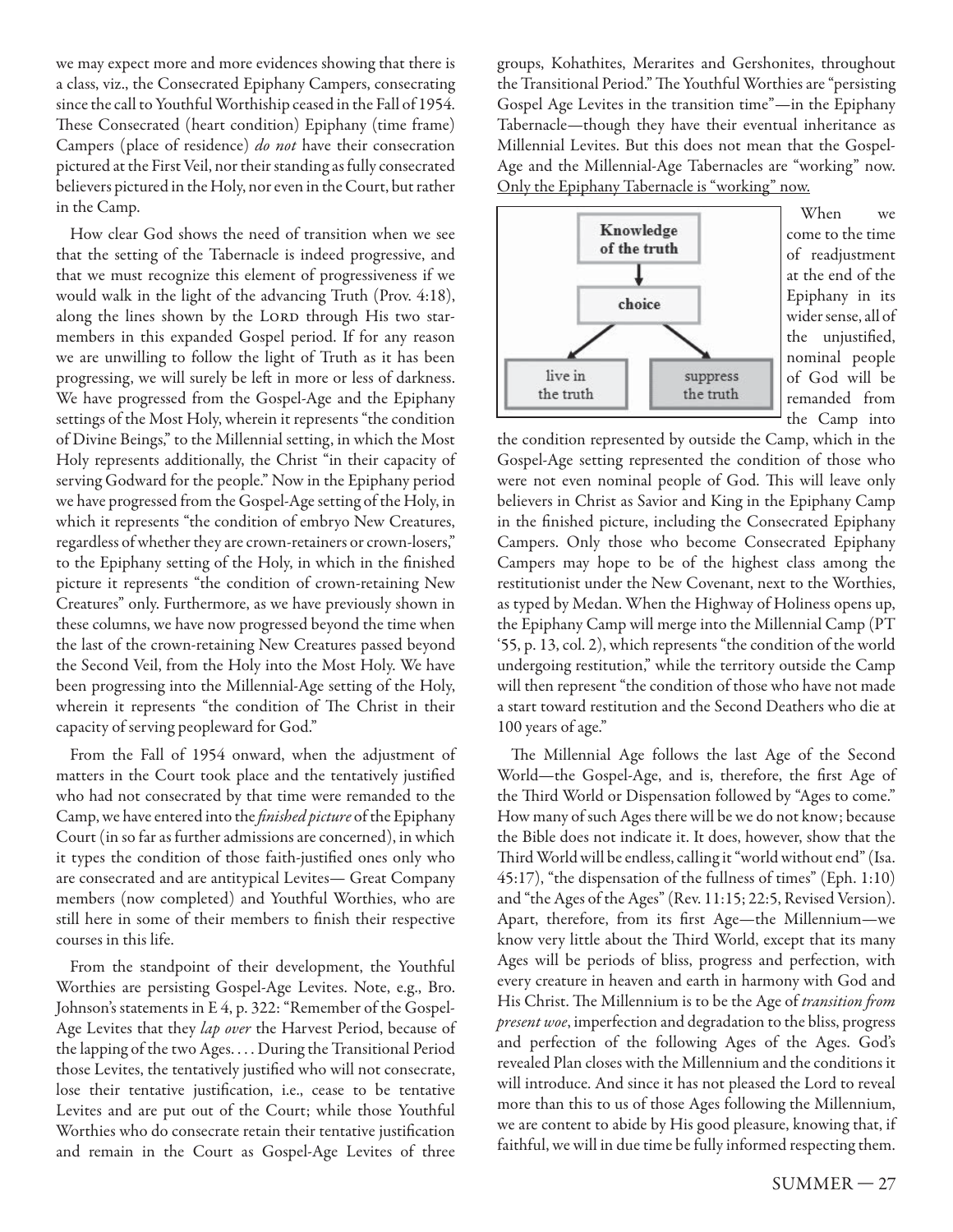we may expect more and more evidences showing that there is a class, viz., the Consecrated Epiphany Campers, consecrating since the call to Youthful Worthiship ceased in the Fall of 1954. These Consecrated (heart condition) Epiphany (time frame) Campers (place of residence) *do not* have their consecration pictured at the First Veil, nor their standing as fully consecrated believers pictured in the Holy, nor even in the Court, but rather in the Camp.

How clear God shows the need of transition when we see that the setting of the Tabernacle is indeed progressive, and that we must recognize this element of progressiveness if we would walk in the light of the advancing Truth (Prov. 4:18), along the lines shown by the Lord through His two star-members in this expanded Gospel period. If for any reason we are unwilling to follow the light of Truth as it has been progressing, we will surely be left in more or less of darkness. We have progressed from the Gospel-Age and the Epiphany settings of the Most Holy, wherein it represents "the condition of Divine Beings," to the Millennial setting, in which the Most Holy represents additionally, the Christ "in their capacity of serving Godward for the people." Now in the Epiphany period we have progressed from the Gospel-Age setting of the Holy, in which it represents "the condition of embryo New Creatures, regardless of whether they are crown-retainers or crown-losers," to the Epiphany setting of the Holy, in which in the finished picture it represents "the condition of crown-retaining New Creatures" only. Furthermore, as we have previously shown in these columns, we have now progressed beyond the time when the last of the crown-retaining New Creatures passed beyond the Second Veil, from the Holy into the Most Holy. We have been progressing into the Millennial-Age setting of the Holy, wherein it represents "the condition of The Christ in their capacity of serving peopleward for God."

From the Fall of 1954 onward, when the adjustment of matters in the Court took place and the tentatively justified who had not consecrated by that time were remanded to the Camp, we have entered into the *finished picture* of the Epiphany Court (in so far as further admissions are concerned), in which it types the condition of those faith-justified ones only who are consecrated and are antitypical Levites— Great Company members (now completed) and Youthful Worthies, who are still here in some of their members to finish their respective courses in this life.

From the standpoint of their development, the Youthful Worthies are persisting Gospel-Age Levites. Note, e.g., Bro. Johnson's statements in E 4, p. 322: "Remember of the Gospel-Age Levites that they *lap over* the Harvest Period, because of the lapping of the two Ages. . . . During the Transitional Period those Levites, the tentatively justified who will not consecrate, lose their tentative justification, i.e., cease to be tentative Levites and are put out of the Court; while those Youthful Worthies who do consecrate retain their tentative justification and remain in the Court as Gospel-Age Levites of three groups, Kohathites, Merarites and Gershonites, throughout the Transitional Period." The Youthful Worthies are "persisting Gospel Age Levites in the transition time"—in the Epiphany Tabernacle—though they have their eventual inheritance as Millennial Levites. But this does not mean that the Gospel-Age and the Millennial-Age Tabernacles are "working" now. <u>Only the Epiphany Tabernacle is "working" now.</u>

When we come to the time of readjustment at the end of the Epiphany in its wider sense, all of the unjustified, nominal people of God will be remanded from the Camp into the condition represented by outside the Camp, which in the Gospel-Age setting represented the condition of those who were not even nominal people of God. This will leave only believers in Christ as Savior and King in the Epiphany Camp in the finished picture, including the Consecrated Epiphany Campers. Only those who become Consecrated Epiphany Campers may hope to be of the highest class among the restitutionist under the New Covenant, next to the Worthies, as typed by Medan. When the Highway of Holiness opens up, the Epiphany Camp will merge into the Millennial Camp (PT '55, p. 13, col. 2), which represents "the condition of the world undergoing restitution," while the territory outside the Camp will then represent "the condition of those who have not made a start toward restitution and the Second Deathers who die at 100 years of age."

The Millennial Age follows the last Age of the Second World—the Gospel-Age, and is, therefore, the first Age of the Third World or Dispensation followed by "Ages to come." How many of such Ages there will be we do not know; because the Bible does not indicate it. It does, however, show that the Third World will be endless, calling it "world without end" (Isa. 45:17), "the dispensation of the fullness of times" (Eph. 1:10) and "the Ages of the Ages" (Rev. 11:15; 22:5, Revised Version). Apart, therefore, from its first Age—the Millennium—we know very little about the Third World, except that its many Ages will be periods of bliss, progress and perfection, with every creature in heaven and earth in harmony with God and His Christ. The Millennium is to be the Age of *transition from present woe*, imperfection and degradation to the bliss, progress and perfection of the following Ages of the Ages. God's revealed Plan closes with the Millennium and the conditions it will introduce. And since it has not pleased the Lord to reveal more than this to us of those Ages following the Millennium, we are content to abide by His good pleasure, knowing that, if faithful, we will in due time be fully informed respecting them.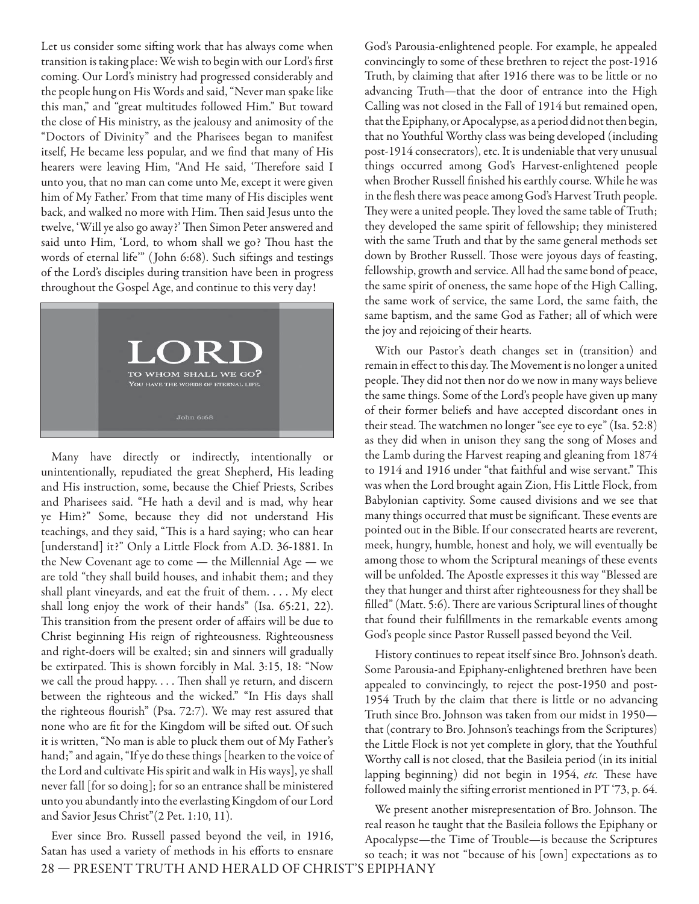Let us consider some sifting work that has always come when transition is taking place: We wish to begin with our Lord's first coming. Our Lord's ministry had progressed considerably and the people hung on His Words and said, "Never man spake like this man," and "great multitudes followed Him." But toward the close of His ministry, as the jealousy and animosity of the "Doctors of Divinity" and the Pharisees began to manifest itself, He became less popular, and we find that many of His hearers were leaving Him, "And He said, 'Therefore said I unto you, that no man can come unto Me, except it were given him of My Father.' From that time many of His disciples went back, and walked no more with Him. Then said Jesus unto the twelve, 'Will ye also go away?' Then Simon Peter answered and said unto Him, 'Lord, to whom shall we go? Thou hast the words of eternal life'" (John 6:68). Such siftings and testings of the Lord's disciples during transition have been in progress throughout the Gospel Age, and continue to this very day!

LORD
TO WHOM SHALL WE GO?
YOU HAVE THE WORDS OF ETERNAL LIFE.
John 6:68

Many have directly or indirectly, intentionally or unintentionally, repudiated the great Shepherd, His leading and His instruction, some, because the Chief Priests, Scribes and Pharisees said. "He hath a devil and is mad, why hear ye Him?" Some, because they did not understand His teachings, and they said, "This is a hard saying; who can hear [understand] it?" Only a Little Flock from A.D. 36-1881. In the New Covenant age to come — the Millennial Age — we are told "they shall build houses, and inhabit them; and they shall plant vineyards, and eat the fruit of them. . . . My elect shall long enjoy the work of their hands" (Isa. 65:21, 22). This transition from the present order of affairs will be due to Christ beginning His reign of righteousness. Righteousness and right-doers will be exalted; sin and sinners will gradually be extirpated. This is shown forcibly in Mal. 3:15, 18: "Now we call the proud happy. . . . Then shall ye return, and discern between the righteous and the wicked." "In His days shall the righteous flourish" (Psa. 72:7). We may rest assured that none who are fit for the Kingdom will be sifted out. Of such it is written, "No man is able to pluck them out of My Father's hand;" and again, "If ye do these things [hearken to the voice of the Lord and cultivate His spirit and walk in His ways], ye shall never fall [for so doing]; for so an entrance shall be ministered unto you abundantly into the everlasting Kingdom of our Lord and Savior Jesus Christ"(2 Pet. 1:10, 11).

Ever since Bro. Russell passed beyond the veil, in 1916, Satan has used a variety of methods in his efforts to ensnare God's Parousia-enlightened people. For example, he appealed convincingly to some of these brethren to reject the post-1916 Truth, by claiming that after 1916 there was to be little or no advancing Truth—that the door of entrance into the High Calling was not closed in the Fall of 1914 but remained open, that the Epiphany, or Apocalypse, as a period did not then begin, that no Youthful Worthy class was being developed (including post-1914 consecrators), etc. It is undeniable that very unusual things occurred among God's Harvest-enlightened people when Brother Russell finished his earthly course. While he was in the flesh there was peace among God's Harvest Truth people. They were a united people. They loved the same table of Truth; they developed the same spirit of fellowship; they ministered with the same Truth and that by the same general methods set down by Brother Russell. Those were joyous days of feasting, fellowship, growth and service. All had the same bond of peace, the same spirit of oneness, the same hope of the High Calling, the same work of service, the same Lord, the same faith, the same baptism, and the same God as Father; all of which were the joy and rejoicing of their hearts.

With our Pastor's death changes set in (transition) and remain in effect to this day. The Movement is no longer a united people. They did not then nor do we now in many ways believe the same things. Some of the Lord's people have given up many of their former beliefs and have accepted discordant ones in their stead. The watchmen no longer "see eye to eye" (Isa. 52:8) as they did when in unison they sang the song of Moses and the Lamb during the Harvest reaping and gleaning from 1874 to 1914 and 1916 under "that faithful and wise servant." This was when the Lord brought again Zion, His Little Flock, from Babylonian captivity. Some caused divisions and we see that many things occurred that must be significant. These events are pointed out in the Bible. If our consecrated hearts are reverent, meek, hungry, humble, honest and holy, we will eventually be among those to whom the Scriptural meanings of these events will be unfolded. The Apostle expresses it this way "Blessed are they that hunger and thirst after righteousness for they shall be filled" (Matt. 5:6). There are various Scriptural lines of thought that found their fulfillments in the remarkable events among God's people since Pastor Russell passed beyond the Veil.

History continues to repeat itself since Bro. Johnson's death. Some Parousia-and Epiphany-enlightened brethren have been appealed to convincingly, to reject the post-1950 and post-1954 Truth by the claim that there is little or no advancing Truth since Bro. Johnson was taken from our midst in 1950—that (contrary to Bro. Johnson's teachings from the Scriptures) the Little Flock is not yet complete in glory, that the Youthful Worthy call is not closed, that the Basileia period (in its initial lapping beginning) did not begin in 1954, *etc.* These have followed mainly the sifting errorist mentioned in PT '73, p. 64.

We present another misrepresentation of Bro. Johnson. The real reason he taught that the Basileia follows the Epiphany or Apocalypse—the Time of Trouble—is because the Scriptures so teach; it was not "because of his [own] expectations as to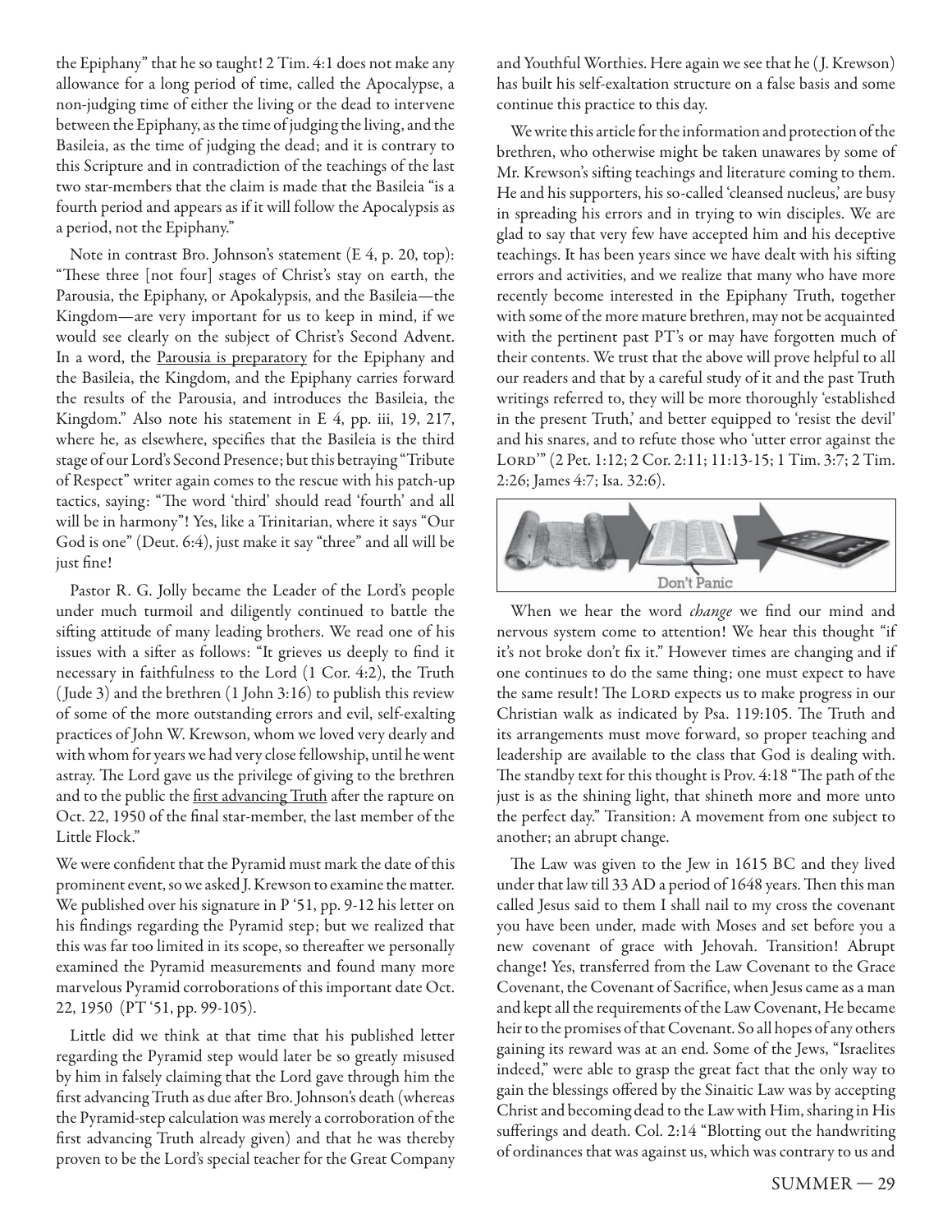the Epiphany" that he so taught! 2 Tim. 4:1 does not make any allowance for a long period of time, called the Apocalypse, a non-judging time of either the living or the dead to intervene between the Epiphany, as the time of judging the living, and the Basileia, as the time of judging the dead; and it is contrary to this Scripture and in contradiction of the teachings of the last two star-members that the claim is made that the Basileia "is a fourth period and appears as if it will follow the Apocalypsis as a period, not the Epiphany."

Note in contrast Bro. Johnson's statement (E 4, p. 20, top): "These three [not four] stages of Christ's stay on earth, the Parousia, the Epiphany, or Apokalypsis, and the Basileia—the Kingdom—are very important for us to keep in mind, if we would see clearly on the subject of Christ's Second Advent. In a word, the <u>Parousia is preparatory</u> for the Epiphany and the Basileia, the Kingdom, and the Epiphany carries forward the results of the Parousia, and introduces the Basileia, the Kingdom." Also note his statement in E 4, pp. iii, 19, 217, where he, as elsewhere, specifies that the Basileia is the third stage of our Lord's Second Presence; but this betraying "Tribute of Respect" writer again comes to the rescue with his patch-up tactics, saying: "The word 'third' should read 'fourth' and all will be in harmony"! Yes, like a Trinitarian, where it says "Our God is one" (Deut. 6:4), just make it say "three" and all will be just fine!

Pastor R. G. Jolly became the Leader of the Lord's people under much turmoil and diligently continued to battle the sifting attitude of many leading brothers. We read one of his issues with a sifter as follows: "It grieves us deeply to find it necessary in faithfulness to the Lord (1 Cor. 4:2), the Truth (Jude 3) and the brethren (1 John 3:16) to publish this review of some of the more outstanding errors and evil, self-exalting practices of John W. Krewson, whom we loved very dearly and with whom for years we had very close fellowship, until he went astray. The Lord gave us the privilege of giving to the brethren and to the public the <u>first advancing Truth</u> after the rapture on Oct. 22, 1950 of the final star-member, the last member of the Little Flock."

We were confident that the Pyramid must mark the date of this prominent event, so we asked J. Krewson to examine the matter. We published over his signature in P '51, pp. 9-12 his letter on his findings regarding the Pyramid step; but we realized that this was far too limited in its scope, so thereafter we personally examined the Pyramid measurements and found many more marvelous Pyramid corroborations of this important date Oct. 22, 1950 (PT '51, pp. 99-105).

Little did we think at that time that his published letter regarding the Pyramid step would later be so greatly misused by him in falsely claiming that the Lord gave through him the first advancing Truth as due after Bro. Johnson's death (whereas the Pyramid-step calculation was merely a corroboration of the first advancing Truth already given) and that he was thereby proven to be the Lord's special teacher for the Great Company and Youthful Worthies. Here again we see that he (J. Krewson) has built his self-exaltation structure on a false basis and some continue this practice to this day.

We write this article for the information and protection of the brethren, who otherwise might be taken unawares by some of Mr. Krewson's sifting teachings and literature coming to them. He and his supporters, his so-called 'cleansed nucleus,' are busy in spreading his errors and in trying to win disciples. We are glad to say that very few have accepted him and his deceptive teachings. It has been years since we have dealt with his sifting errors and activities, and we realize that many who have more recently become interested in the Epiphany Truth, together with some of the more mature brethren, may not be acquainted with the pertinent past PT's or may have forgotten much of their contents. We trust that the above will prove helpful to all our readers and that by a careful study of it and the past Truth writings referred to, they will be more thoroughly 'established in the present Truth,' and better equipped to 'resist the devil' and his snares, and to refute those who 'utter error against the LORD'" (2 Pet. 1:12; 2 Cor. 2:11; 11:13-15; 1 Tim. 3:7; 2 Tim. 2:26; James 4:7; Isa. 32:6).

Don't Panic

When we hear the word *change* we find our mind and nervous system come to attention! We hear this thought "if it's not broke don't fix it." However times are changing and if one continues to do the same thing; one must expect to have the same result! The LORD expects us to make progress in our Christian walk as indicated by Psa. 119:105. The Truth and its arrangements must move forward, so proper teaching and leadership are available to the class that God is dealing with. The standby text for this thought is Prov. 4:18 "The path of the just is as the shining light, that shineth more and more unto the perfect day." Transition: A movement from one subject to another; an abrupt change.

The Law was given to the Jew in 1615 BC and they lived under that law till 33 AD a period of 1648 years. Then this man called Jesus said to them I shall nail to my cross the covenant you have been under, made with Moses and set before you a new covenant of grace with Jehovah. Transition! Abrupt change! Yes, transferred from the Law Covenant to the Grace Covenant, the Covenant of Sacrifice, when Jesus came as a man and kept all the requirements of the Law Covenant, He became heir to the promises of that Covenant. So all hopes of any others gaining its reward was at an end. Some of the Jews, "Israelites indeed," were able to grasp the great fact that the only way to gain the blessings offered by the Sinaitic Law was by accepting Christ and becoming dead to the Law with Him, sharing in His sufferings and death. Col. 2:14 "Blotting out the handwriting of ordinances that was against us, which was contrary to us and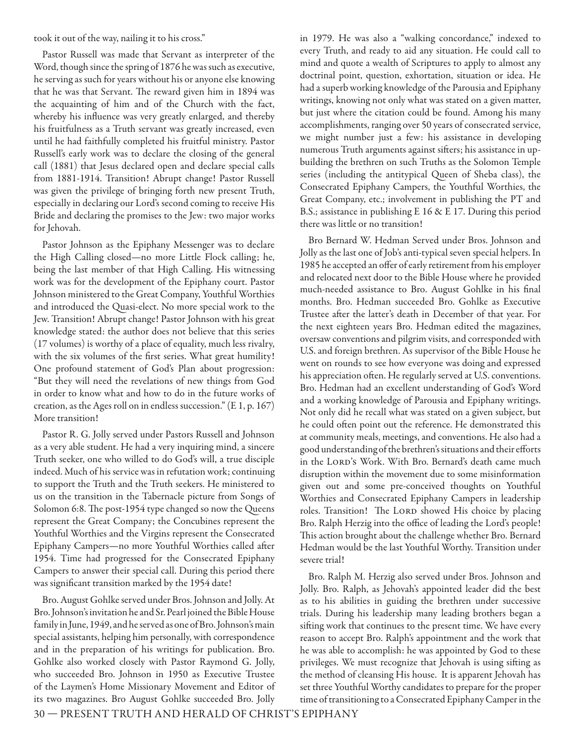took it out of the way, nailing it to his cross."

Pastor Russell was made that Servant as interpreter of the Word, though since the spring of 1876 he was such as executive, he serving as such for years without his or anyone else knowing that he was that Servant. The reward given him in 1894 was the acquainting of him and of the Church with the fact, whereby his influence was very greatly enlarged, and thereby his fruitfulness as a Truth servant was greatly increased, even until he had faithfully completed his fruitful ministry. Pastor Russell's early work was to declare the closing of the general call (1881) that Jesus declared open and declare special calls from 1881-1914. Transition! Abrupt change! Pastor Russell was given the privilege of bringing forth new present Truth, especially in declaring our Lord's second coming to receive His Bride and declaring the promises to the Jew: two major works for Jehovah.

Pastor Johnson as the Epiphany Messenger was to declare the High Calling closed—no more Little Flock calling; he, being the last member of that High Calling. His witnessing work was for the development of the Epiphany court. Pastor Johnson ministered to the Great Company, Youthful Worthies and introduced the Quasi-elect. No more special work to the Jew. Transition! Abrupt change! Pastor Johnson with his great knowledge stated: the author does not believe that this series (17 volumes) is worthy of a place of equality, much less rivalry, with the six volumes of the first series. What great humility! One profound statement of God's Plan about progression: "But they will need the revelations of new things from God in order to know what and how to do in the future works of creation, as the Ages roll on in endless succession." (E 1, p. 167) More transition!

Pastor R. G. Jolly served under Pastors Russell and Johnson as a very able student. He had a very inquiring mind, a sincere Truth seeker, one who willed to do God's will, a true disciple indeed. Much of his service was in refutation work; continuing to support the Truth and the Truth seekers. He ministered to us on the transition in the Tabernacle picture from Songs of Solomon 6:8. The post-1954 type changed so now the Queens represent the Great Company; the Concubines represent the Youthful Worthies and the Virgins represent the Consecrated Epiphany Campers—no more Youthful Worthies called after 1954. Time had progressed for the Consecrated Epiphany Campers to answer their special call. During this period there was significant transition marked by the 1954 date!

Bro. August Gohlke served under Bros. Johnson and Jolly. At Bro. Johnson's invitation he and Sr. Pearl joined the Bible House family in June, 1949, and he served as one of Bro. Johnson's main special assistants, helping him personally, with correspondence and in the preparation of his writings for publication. Bro. Gohlke also worked closely with Pastor Raymond G. Jolly, who succeeded Bro. Johnson in 1950 as Executive Trustee of the Laymen's Home Missionary Movement and Editor of its two magazines. Bro August Gohlke succeeded Bro. Jolly in 1979. He was also a "walking concordance," indexed to every Truth, and ready to aid any situation. He could call to mind and quote a wealth of Scriptures to apply to almost any doctrinal point, question, exhortation, situation or idea. He had a superb working knowledge of the Parousia and Epiphany writings, knowing not only what was stated on a given matter, but just where the citation could be found. Among his many accomplishments, ranging over 50 years of consecrated service, we might number just a few: his assistance in developing numerous Truth arguments against sifters; his assistance in upbuilding the brethren on such Truths as the Solomon Temple series (including the antitypical Queen of Sheba class), the Consecrated Epiphany Campers, the Youthful Worthies, the Great Company, etc.; involvement in publishing the PT and B.S.; assistance in publishing E 16 & E 17. During this period there was little or no transition!

Bro Bernard W. Hedman Served under Bros. Johnson and Jolly as the last one of Job's anti-typical seven special helpers. In 1985 he accepted an offer of early retirement from his employer and relocated next door to the Bible House where he provided much-needed assistance to Bro. August Gohlke in his final months. Bro. Hedman succeeded Bro. Gohlke as Executive Trustee after the latter's death in December of that year. For the next eighteen years Bro. Hedman edited the magazines, oversaw conventions and pilgrim visits, and corresponded with U.S. and foreign brethren. As supervisor of the Bible House he went on rounds to see how everyone was doing and expressed his appreciation often. He regularly served at U.S. conventions. Bro. Hedman had an excellent understanding of God's Word and a working knowledge of Parousia and Epiphany writings. Not only did he recall what was stated on a given subject, but he could often point out the reference. He demonstrated this at community meals, meetings, and conventions. He also had a good understanding of the brethren's situations and their efforts in the LORD's Work. With Bro. Bernard's death came much disruption within the movement due to some misinformation given out and some pre-conceived thoughts on Youthful Worthies and Consecrated Epiphany Campers in leadership roles. Transition! The LORD showed His choice by placing Bro. Ralph Herzig into the office of leading the Lord's people! This action brought about the challenge whether Bro. Bernard Hedman would be the last Youthful Worthy. Transition under severe trial!

Bro. Ralph M. Herzig also served under Bros. Johnson and Jolly. Bro. Ralph, as Jehovah's appointed leader did the best as to his abilities in guiding the brethren under successive trials. During his leadership many leading brothers began a sifting work that continues to the present time. We have every reason to accept Bro. Ralph's appointment and the work that he was able to accomplish: he was appointed by God to these privileges. We must recognize that Jehovah is using sifting as the method of cleansing His house. It is apparent Jehovah has set three Youthful Worthy candidates to prepare for the proper time of transitioning to a Consecrated Epiphany Camper in the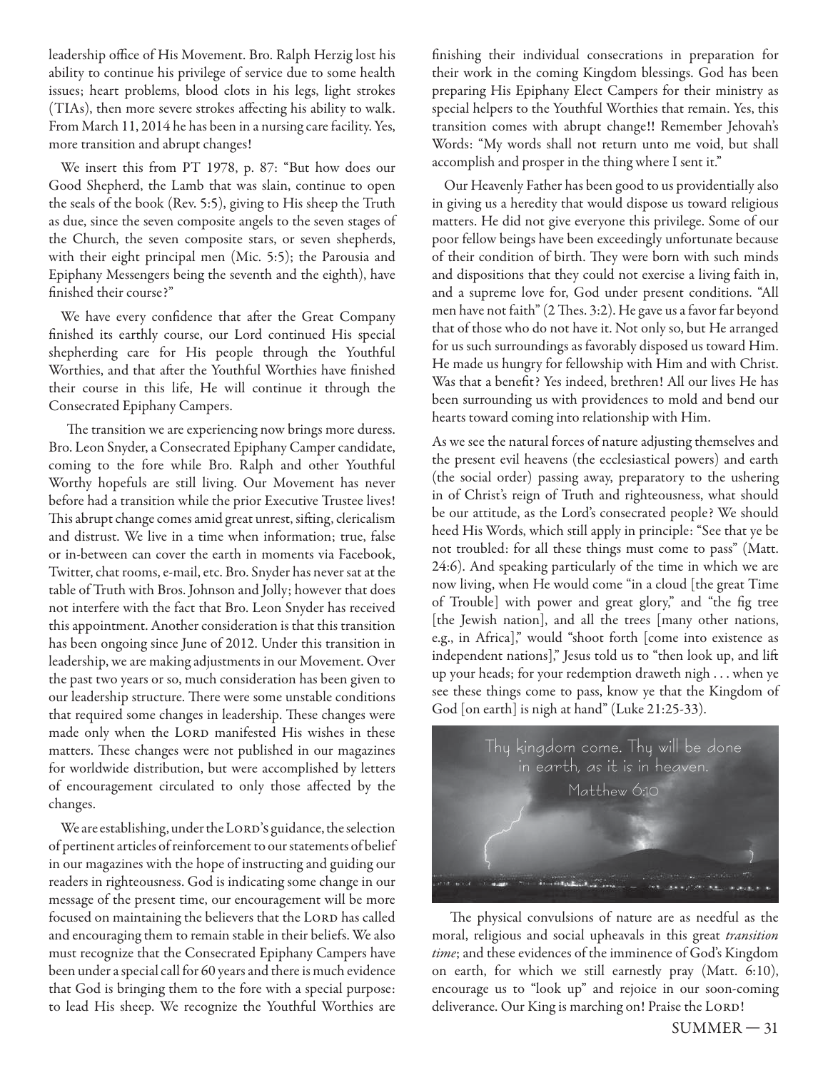leadership office of His Movement. Bro. Ralph Herzig lost his ability to continue his privilege of service due to some health issues; heart problems, blood clots in his legs, light strokes (TIAs), then more severe strokes affecting his ability to walk. From March 11, 2014 he has been in a nursing care facility. Yes, more transition and abrupt changes!

We insert this from PT 1978, p. 87: "But how does our Good Shepherd, the Lamb that was slain, continue to open the seals of the book (Rev. 5:5), giving to His sheep the Truth as due, since the seven composite angels to the seven stages of the Church, the seven composite stars, or seven shepherds, with their eight principal men (Mic. 5:5); the Parousia and Epiphany Messengers being the seventh and the eighth), have finished their course?"

We have every confidence that after the Great Company finished its earthly course, our Lord continued His special shepherding care for His people through the Youthful Worthies, and that after the Youthful Worthies have finished their course in this life, He will continue it through the Consecrated Epiphany Campers.

The transition we are experiencing now brings more duress. Bro. Leon Snyder, a Consecrated Epiphany Camper candidate, coming to the fore while Bro. Ralph and other Youthful Worthy hopefuls are still living. Our Movement has never before had a transition while the prior Executive Trustee lives! This abrupt change comes amid great unrest, sifting, clericalism and distrust. We live in a time when information; true, false or in-between can cover the earth in moments via Facebook, Twitter, chat rooms, e-mail, etc. Bro. Snyder has never sat at the table of Truth with Bros. Johnson and Jolly; however that does not interfere with the fact that Bro. Leon Snyder has received this appointment. Another consideration is that this transition has been ongoing since June of 2012. Under this transition in leadership, we are making adjustments in our Movement. Over the past two years or so, much consideration has been given to our leadership structure. There were some unstable conditions that required some changes in leadership. These changes were made only when the LORD manifested His wishes in these matters. These changes were not published in our magazines for worldwide distribution, but were accomplished by letters of encouragement circulated to only those affected by the changes.

We are establishing, under the LORD's guidance, the selection of pertinent articles of reinforcement to our statements of belief in our magazines with the hope of instructing and guiding our readers in righteousness. God is indicating some change in our message of the present time, our encouragement will be more focused on maintaining the believers that the LORD has called and encouraging them to remain stable in their beliefs. We also must recognize that the Consecrated Epiphany Campers have been under a special call for 60 years and there is much evidence that God is bringing them to the fore with a special purpose: to lead His sheep. We recognize the Youthful Worthies are finishing their individual consecrations in preparation for their work in the coming Kingdom blessings. God has been preparing His Epiphany Elect Campers for their ministry as special helpers to the Youthful Worthies that remain. Yes, this transition comes with abrupt change!! Remember Jehovah's Words: "My words shall not return unto me void, but shall accomplish and prosper in the thing where I sent it."

Our Heavenly Father has been good to us providentially also in giving us a heredity that would dispose us toward religious matters. He did not give everyone this privilege. Some of our poor fellow beings have been exceedingly unfortunate because of their condition of birth. They were born with such minds and dispositions that they could not exercise a living faith in, and a supreme love for, God under present conditions. "All men have not faith" (2 Thes. 3:2). He gave us a favor far beyond that of those who do not have it. Not only so, but He arranged for us such surroundings as favorably disposed us toward Him. He made us hungry for fellowship with Him and with Christ. Was that a benefit? Yes indeed, brethren! All our lives He has been surrounding us with providences to mold and bend our hearts toward coming into relationship with Him.

As we see the natural forces of nature adjusting themselves and the present evil heavens (the ecclesiastical powers) and earth (the social order) passing away, preparatory to the ushering in of Christ's reign of Truth and righteousness, what should be our attitude, as the Lord's consecrated people? We should heed His Words, which still apply in principle: "See that ye be not troubled: for all these things must come to pass" (Matt. 24:6). And speaking particularly of the time in which we are now living, when He would come "in a cloud [the great Time of Trouble] with power and great glory," and "the fig tree [the Jewish nation], and all the trees [many other nations, e.g., in Africa]," would "shoot forth [come into existence as independent nations]," Jesus told us to "then look up, and lift up your heads; for your redemption draweth nigh . . . when ye see these things come to pass, know ye that the Kingdom of God [on earth] is nigh at hand" (Luke 21:25-33).

Thy kingdom come. Thy will be done in earth, as it is in heaven.
Matthew 6:10

The physical convulsions of nature are as needful as the moral, religious and social upheavals in this great *transition time*; and these evidences of the imminence of God's Kingdom on earth, for which we still earnestly pray (Matt. 6:10), encourage us to "look up" and rejoice in our soon-coming deliverance. Our King is marching on! Praise the LORD!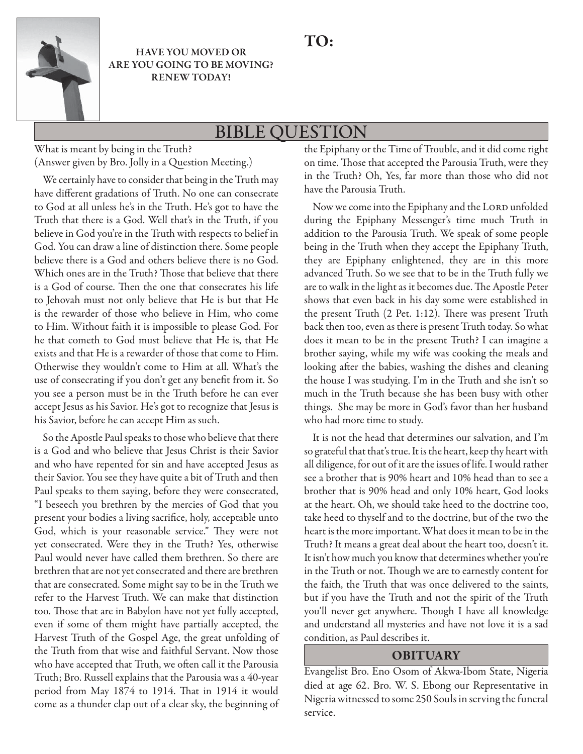**TO:**

**HAVE YOU MOVED OR ARE YOU GOING TO BE MOVING? RENEW TODAY!**

## BIBLE QUESTION

What is meant by being in the Truth?
(Answer given by Bro. Jolly in a Question Meeting.)

We certainly have to consider that being in the Truth may have different gradations of Truth. No one can consecrate to God at all unless he's in the Truth. He's got to have the Truth that there is a God. Well that's in the Truth, if you believe in God you're in the Truth with respects to belief in God. You can draw a line of distinction there. Some people believe there is a God and others believe there is no God. Which ones are in the Truth? Those that believe that there is a God of course. Then the one that consecrates his life to Jehovah must not only believe that He is but that He is the rewarder of those who believe in Him, who come to Him. Without faith it is impossible to please God. For he that cometh to God must believe that He is, that He exists and that He is a rewarder of those that come to Him. Otherwise they wouldn't come to Him at all. What's the use of consecrating if you don't get any benefit from it. So you see a person must be in the Truth before he can ever accept Jesus as his Savior. He's got to recognize that Jesus is his Savior, before he can accept Him as such.

So the Apostle Paul speaks to those who believe that there is a God and who believe that Jesus Christ is their Savior and who have repented for sin and have accepted Jesus as their Savior. You see they have quite a bit of Truth and then Paul speaks to them saying, before they were consecrated, "I beseech you brethren by the mercies of God that you present your bodies a living sacrifice, holy, acceptable unto God, which is your reasonable service." They were not yet consecrated. Were they in the Truth? Yes, otherwise Paul would never have called them brethren. So there are brethren that are not yet consecrated and there are brethren that are consecrated. Some might say to be in the Truth we refer to the Harvest Truth. We can make that distinction too. Those that are in Babylon have not yet fully accepted, even if some of them might have partially accepted, the Harvest Truth of the Gospel Age, the great unfolding of the Truth from that wise and faithful Servant. Now those who have accepted that Truth, we often call it the Parousia Truth; Bro. Russell explains that the Parousia was a 40-year period from May 1874 to 1914. That in 1914 it would come as a thunder clap out of a clear sky, the beginning of the Epiphany or the Time of Trouble, and it did come right on time. Those that accepted the Parousia Truth, were they in the Truth? Oh, Yes, far more than those who did not have the Parousia Truth.

Now we come into the Epiphany and the Lord unfolded during the Epiphany Messenger's time much Truth in addition to the Parousia Truth. We speak of some people being in the Truth when they accept the Epiphany Truth, they are Epiphany enlightened, they are in this more advanced Truth. So we see that to be in the Truth fully we are to walk in the light as it becomes due. The Apostle Peter shows that even back in his day some were established in the present Truth (2 Pet. 1:12). There was present Truth back then too, even as there is present Truth today. So what does it mean to be in the present Truth? I can imagine a brother saying, while my wife was cooking the meals and looking after the babies, washing the dishes and cleaning the house I was studying. I'm in the Truth and she isn't so much in the Truth because she has been busy with other things. She may be more in God's favor than her husband who had more time to study.

It is not the head that determines our salvation, and I'm so grateful that that's true. It is the heart, keep thy heart with all diligence, for out of it are the issues of life. I would rather see a brother that is 90% heart and 10% head than to see a brother that is 90% head and only 10% heart, God looks at the heart. Oh, we should take heed to the doctrine too, take heed to thyself and to the doctrine, but of the two the heart is the more important. What does it mean to be in the Truth? It means a great deal about the heart too, doesn't it. It isn't how much you know that determines whether you're in the Truth or not. Though we are to earnestly content for the faith, the Truth that was once delivered to the saints, but if you have the Truth and not the spirit of the Truth you'll never get anywhere. Though I have all knowledge and understand all mysteries and have not love it is a sad condition, as Paul describes it.

## OBITUARY

Evangelist Bro. Eno Osom of Akwa-Ibom State, Nigeria died at age 62. Bro. W. S. Ebong our Representative in Nigeria witnessed to some 250 Souls in serving the funeral service.